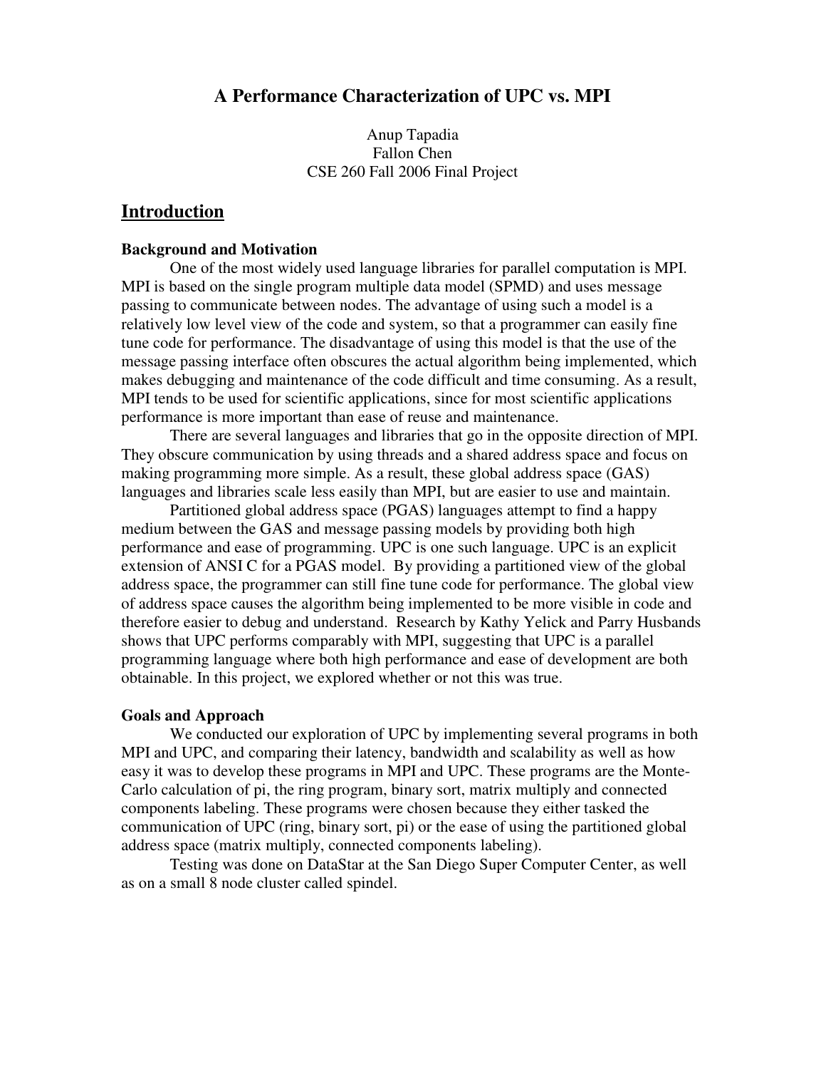# A Performance Characterization of UPC vs. MPI

Anup Tapadia
Fallon Chen
CSE 260 Fall 2006 Final Project

## Introduction

### Background and Motivation

One of the most widely used language libraries for parallel computation is MPI. MPI is based on the single program multiple data model (SPMD) and uses message passing to communicate between nodes. The advantage of using such a model is a relatively low level view of the code and system, so that a programmer can easily fine tune code for performance. The disadvantage of using this model is that the use of the message passing interface often obscures the actual algorithm being implemented, which makes debugging and maintenance of the code difficult and time consuming. As a result, MPI tends to be used for scientific applications, since for most scientific applications performance is more important than ease of reuse and maintenance.

There are several languages and libraries that go in the opposite direction of MPI. They obscure communication by using threads and a shared address space and focus on making programming more simple. As a result, these global address space (GAS) languages and libraries scale less easily than MPI, but are easier to use and maintain.

Partitioned global address space (PGAS) languages attempt to find a happy medium between the GAS and message passing models by providing both high performance and ease of programming. UPC is one such language. UPC is an explicit extension of ANSI C for a PGAS model. By providing a partitioned view of the global address space, the programmer can still fine tune code for performance. The global view of address space causes the algorithm being implemented to be more visible in code and therefore easier to debug and understand. Research by Kathy Yelick and Parry Husbands shows that UPC performs comparably with MPI, suggesting that UPC is a parallel programming language where both high performance and ease of development are both obtainable. In this project, we explored whether or not this was true.

### Goals and Approach

We conducted our exploration of UPC by implementing several programs in both MPI and UPC, and comparing their latency, bandwidth and scalability as well as how easy it was to develop these programs in MPI and UPC. These programs are the Monte-Carlo calculation of pi, the ring program, binary sort, matrix multiply and connected components labeling. These programs were chosen because they either tasked the communication of UPC (ring, binary sort, pi) or the ease of using the partitioned global address space (matrix multiply, connected components labeling).

Testing was done on DataStar at the San Diego Super Computer Center, as well as on a small 8 node cluster called spindel.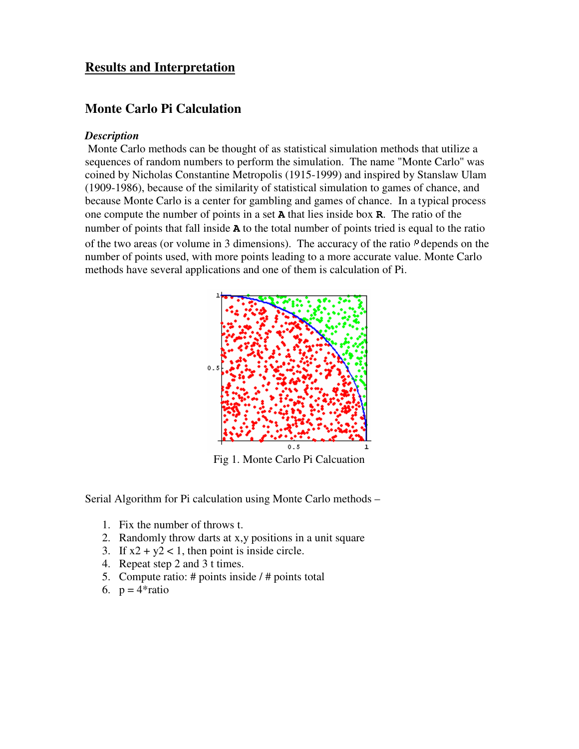## Results and Interpretation

## Monte Carlo Pi Calculation

***Description***

Monte Carlo methods can be thought of as statistical simulation methods that utilize a sequences of random numbers to perform the simulation. The name "Monte Carlo" was coined by Nicholas Constantine Metropolis (1915-1999) and inspired by Stanslaw Ulam (1909-1986), because of the similarity of statistical simulation to games of chance, and because Monte Carlo is a center for gambling and games of chance. In a typical process one compute the number of points in a set **A** that lies inside box **R**. The ratio of the number of points that fall inside **A** to the total number of points tried is equal to the ratio of the two areas (or volume in 3 dimensions). The accuracy of the ratio $\rho$ depends on the number of points used, with more points leading to a more accurate value. Monte Carlo methods have several applications and one of them is calculation of Pi.

1
0.5
0.5
1

Fig 1. Monte Carlo Pi Calcuation

Serial Algorithm for Pi calculation using Monte Carlo methods –

1. Fix the number of throws t.
2. Randomly throw darts at x,y positions in a unit square
3. If x2 + y2 < 1, then point is inside circle.
4. Repeat step 2 and 3 t times.
5. Compute ratio: # points inside / # points total
6. p = 4*ratio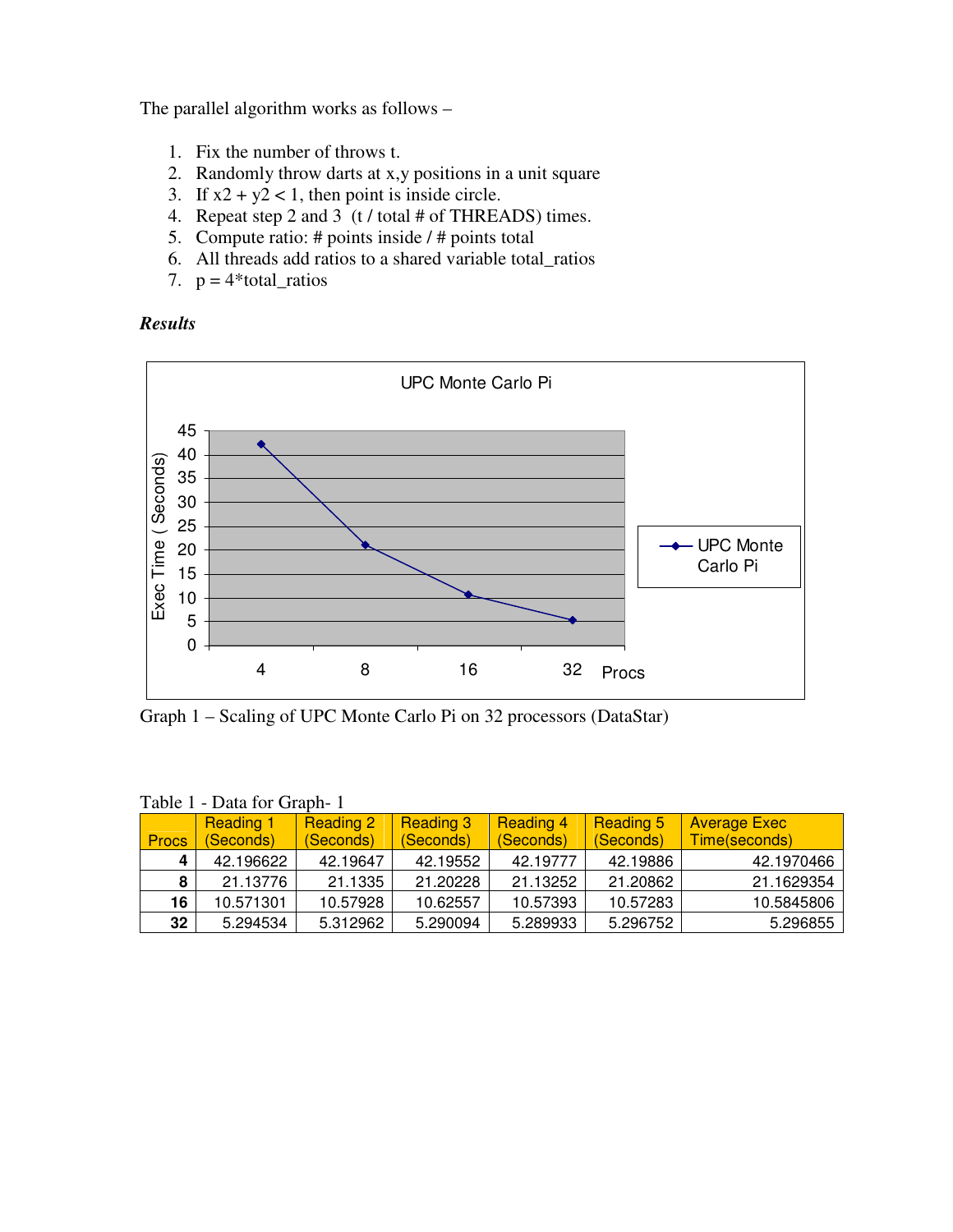The parallel algorithm works as follows –

1. Fix the number of throws t.
2. Randomly throw darts at x,y positions in a unit square
3. If x2 + y2 < 1, then point is inside circle.
4. Repeat step 2 and 3 (t / total # of THREADS) times.
5. Compute ratio: # points inside / # points total
6. All threads add ratios to a shared variable total_ratios
7. p = 4*total_ratios

***Results***

UPC Monte Carlo Pi

Exec Time ( Seconds)

45
40
35
30
25
20
15
10
5
0

4 8 16 32 Procs

UPC Monte Carlo Pi

Graph 1 – Scaling of UPC Monte Carlo Pi on 32 processors (DataStar)

Table 1 - Data for Graph- 1

| Procs | Reading 1 (Seconds) | Reading 2 (Seconds) | Reading 3 (Seconds) | Reading 4 (Seconds) | Reading 5 (Seconds) | Average Exec Time(seconds) |
|---|---|---|---|---|---|---|
| 4 | 42.196622 | 42.19647 | 42.19552 | 42.19777 | 42.19886 | 42.1970466 |
| 8 | 21.13776 | 21.1335 | 21.20228 | 21.13252 | 21.20862 | 21.1629354 |
| 16 | 10.571301 | 10.57928 | 10.62557 | 10.57393 | 10.57283 | 10.5845806 |
| 32 | 5.294534 | 5.312962 | 5.290094 | 5.289933 | 5.296752 | 5.296855 |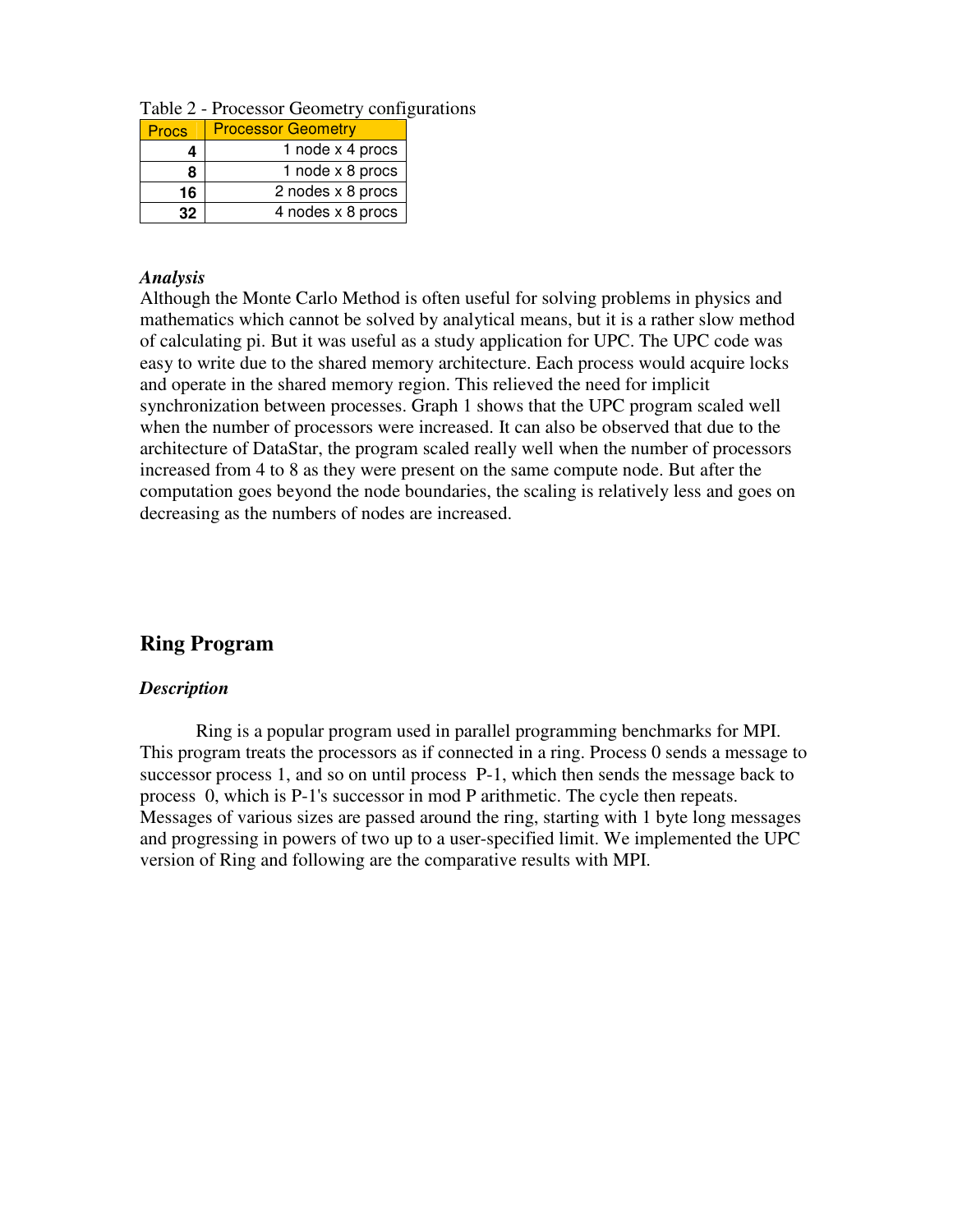Table 2 - Processor Geometry configurations

| Procs | Processor Geometry |
|---|---|
| 4 | 1 node x 4 procs |
| 8 | 1 node x 8 procs |
| 16 | 2 nodes x 8 procs |
| 32 | 4 nodes x 8 procs |

***Analysis***

Although the Monte Carlo Method is often useful for solving problems in physics and mathematics which cannot be solved by analytical means, but it is a rather slow method of calculating pi. But it was useful as a study application for UPC. The UPC code was easy to write due to the shared memory architecture. Each process would acquire locks and operate in the shared memory region. This relieved the need for implicit synchronization between processes. Graph 1 shows that the UPC program scaled well when the number of processors were increased. It can also be observed that due to the architecture of DataStar, the program scaled really well when the number of processors increased from 4 to 8 as they were present on the same compute node. But after the computation goes beyond the node boundaries, the scaling is relatively less and goes on decreasing as the numbers of nodes are increased.

## Ring Program

***Description***

Ring is a popular program used in parallel programming benchmarks for MPI. This program treats the processors as if connected in a ring. Process 0 sends a message to successor process 1, and so on until process P-1, which then sends the message back to process 0, which is P-1's successor in mod P arithmetic. The cycle then repeats. Messages of various sizes are passed around the ring, starting with 1 byte long messages and progressing in powers of two up to a user-specified limit. We implemented the UPC version of Ring and following are the comparative results with MPI.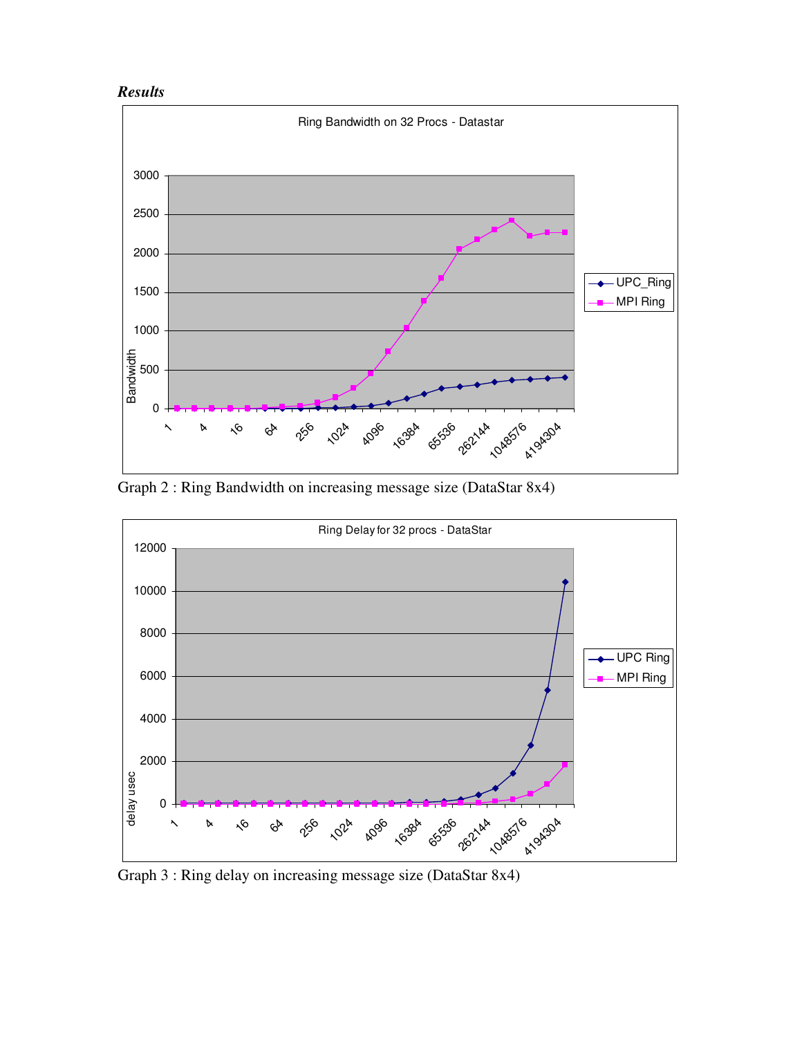***Results***

Ring Bandwidth on 32 Procs - Datastar

Bandwidth

3000
2500
2000
1500
1000
500
0

1
4
16
64
256
1024
4096
16384
65536
262144
1048576
4194304

UPC_Ring
MPI Ring

Graph 2 : Ring Bandwidth on increasing message size (DataStar 8x4)

Ring Delay for 32 procs - DataStar

delay usec

12000
10000
8000
6000
4000
2000
0

1
4
16
64
256
1024
4096
16384
65536
262144
1048576
4194304

UPC Ring
MPI Ring

Graph 3 : Ring delay on increasing message size (DataStar 8x4)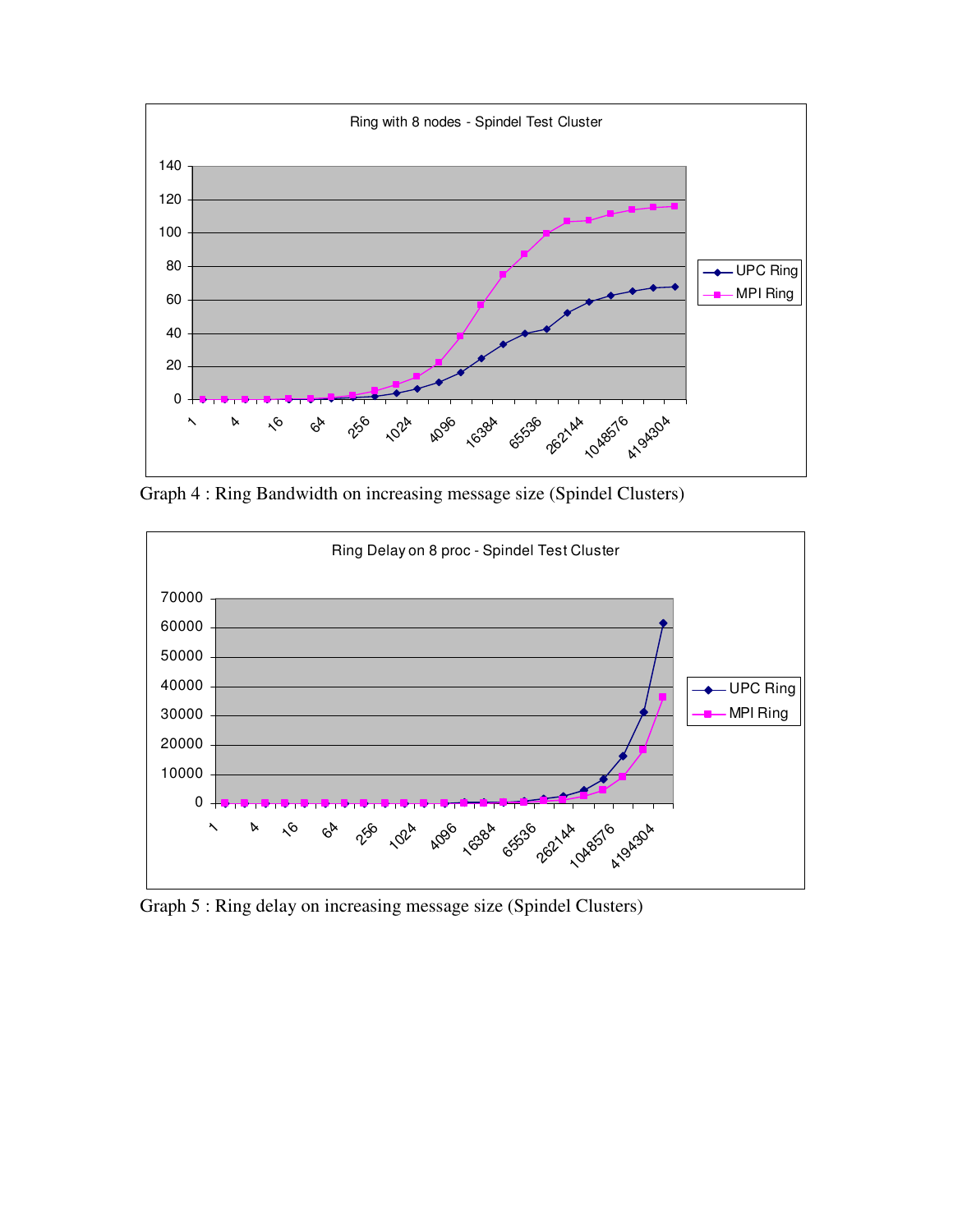Ring with 8 nodes - Spindel Test Cluster

140
120
100
80
60
40
20
0

1
4
16
64
256
1024
4096
16384
65536
262144
1048576
4194304

UPC Ring
MPI Ring

Graph 4 : Ring Bandwidth on increasing message size (Spindel Clusters)

Ring Delay on 8 proc - Spindel Test Cluster

70000
60000
50000
40000
30000
20000
10000
0

1
4
16
64
256
1024
4096
16384
65536
262144
1048576
4194304

UPC Ring
MPI Ring

Graph 5 : Ring delay on increasing message size (Spindel Clusters)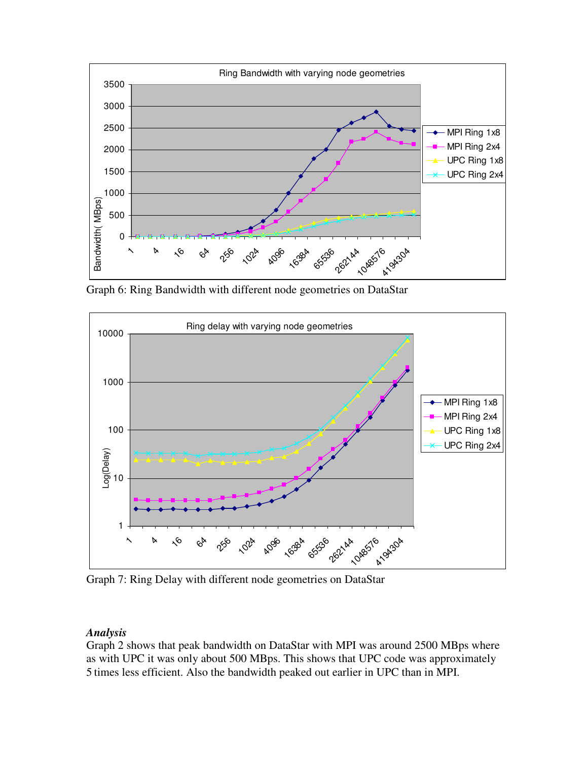Ring Bandwidth with varying node geometries

3500
3000
2500
2000
1500
1000
500
0

Bandwidth( MBps)

1
4
16
64
256
1024
4096
16384
65536
262144
1048576
4194304

MPI Ring 1x8
MPI Ring 2x4
UPC Ring 1x8
UPC Ring 2x4

Graph 6: Ring Bandwidth with different node geometries on DataStar

Ring delay with varying node geometries

10000
1000
100
10
1

Log(Delay)

1
4
16
64
256
1024
4096
16384
65536
262144
1048576
4194304

MPI Ring 1x8
MPI Ring 2x4
UPC Ring 1x8
UPC Ring 2x4

Graph 7: Ring Delay with different node geometries on DataStar

***Analysis***

Graph 2 shows that peak bandwidth on DataStar with MPI was around 2500 MBps where as with UPC it was only about 500 MBps. This shows that UPC code was approximately 5 times less efficient. Also the bandwidth peaked out earlier in UPC than in MPI.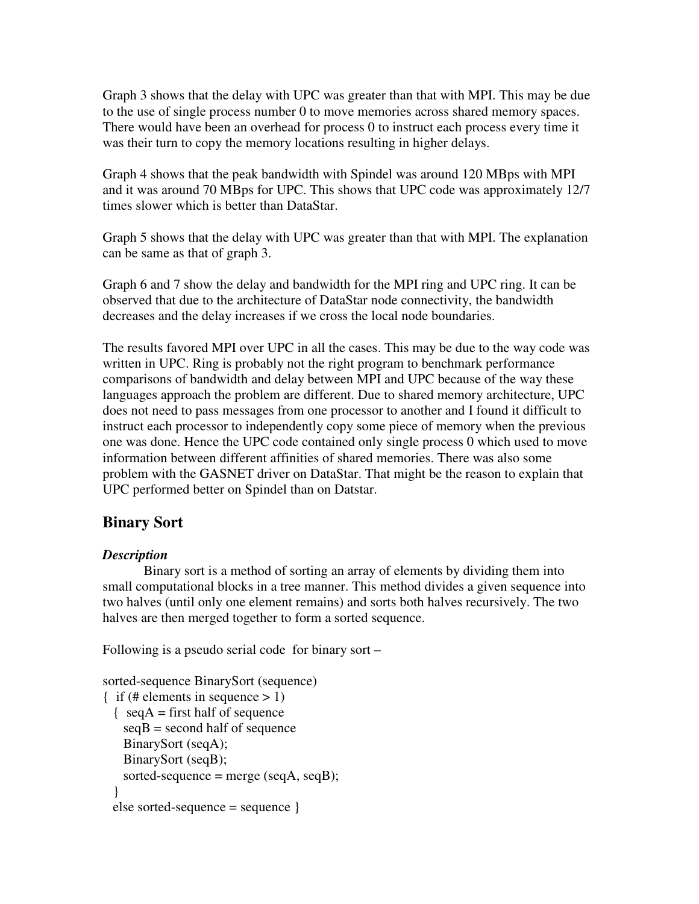Graph 3 shows that the delay with UPC was greater than that with MPI. This may be due to the use of single process number 0 to move memories across shared memory spaces. There would have been an overhead for process 0 to instruct each process every time it was their turn to copy the memory locations resulting in higher delays.

Graph 4 shows that the peak bandwidth with Spindel was around 120 MBps with MPI and it was around 70 MBps for UPC. This shows that UPC code was approximately 12/7 times slower which is better than DataStar.

Graph 5 shows that the delay with UPC was greater than that with MPI. The explanation can be same as that of graph 3.

Graph 6 and 7 show the delay and bandwidth for the MPI ring and UPC ring. It can be observed that due to the architecture of DataStar node connectivity, the bandwidth decreases and the delay increases if we cross the local node boundaries.

The results favored MPI over UPC in all the cases. This may be due to the way code was written in UPC. Ring is probably not the right program to benchmark performance comparisons of bandwidth and delay between MPI and UPC because of the way these languages approach the problem are different. Due to shared memory architecture, UPC does not need to pass messages from one processor to another and I found it difficult to instruct each processor to independently copy some piece of memory when the previous one was done. Hence the UPC code contained only single process 0 which used to move information between different affinities of shared memories. There was also some problem with the GASNET driver on DataStar. That might be the reason to explain that UPC performed better on Spindel than on Datstar.

## Binary Sort

### *Description*

Binary sort is a method of sorting an array of elements by dividing them into small computational blocks in a tree manner. This method divides a given sequence into two halves (until only one element remains) and sorts both halves recursively. The two halves are then merged together to form a sorted sequence.

Following is a pseudo serial code for binary sort –

```
sorted-sequence BinarySort (sequence)
{  if (# elements in sequence > 1)
   {  seqA = first half of sequence
      seqB = second half of sequence
      BinarySort (seqA);
      BinarySort (seqB);
      sorted-sequence = merge (seqA, seqB);
   }
   else sorted-sequence = sequence }
```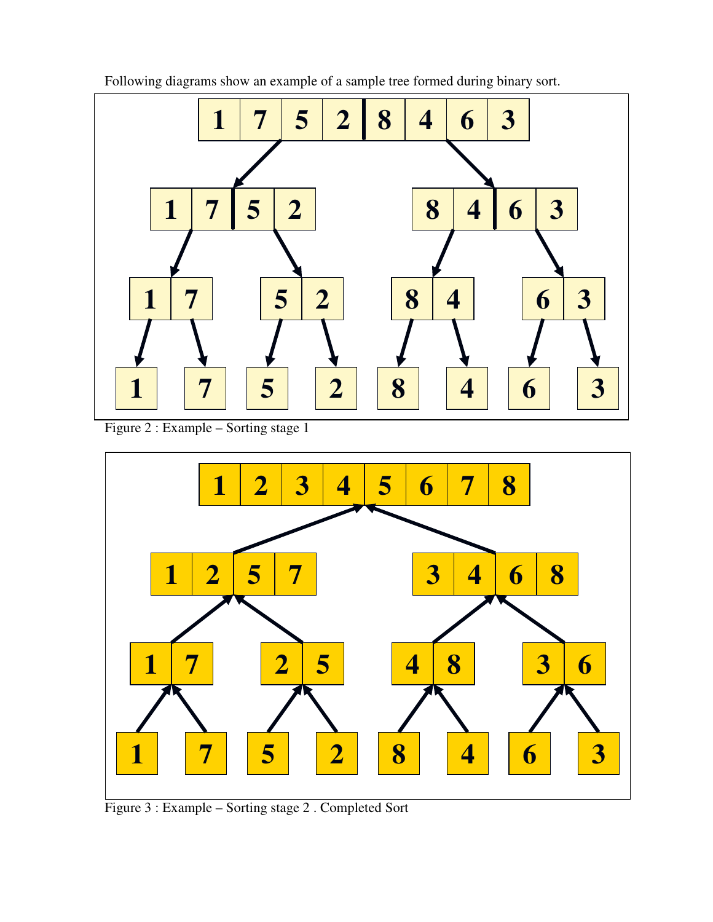Following diagrams show an example of a sample tree formed during binary sort.

1 7 5 2 8 4 6 3

1 7 5 2

8 4 6 3

1 7

5 2

8 4

6 3

1

7

5

2

8

4

6

3

Figure 2 : Example – Sorting stage 1

1 2 3 4 5 6 7 8

1 2 5 7

3 4 6 8

1 7

2 5

4 8

3 6

1

7

5

2

8

4

6

3

Figure 3 : Example – Sorting stage 2 . Completed Sort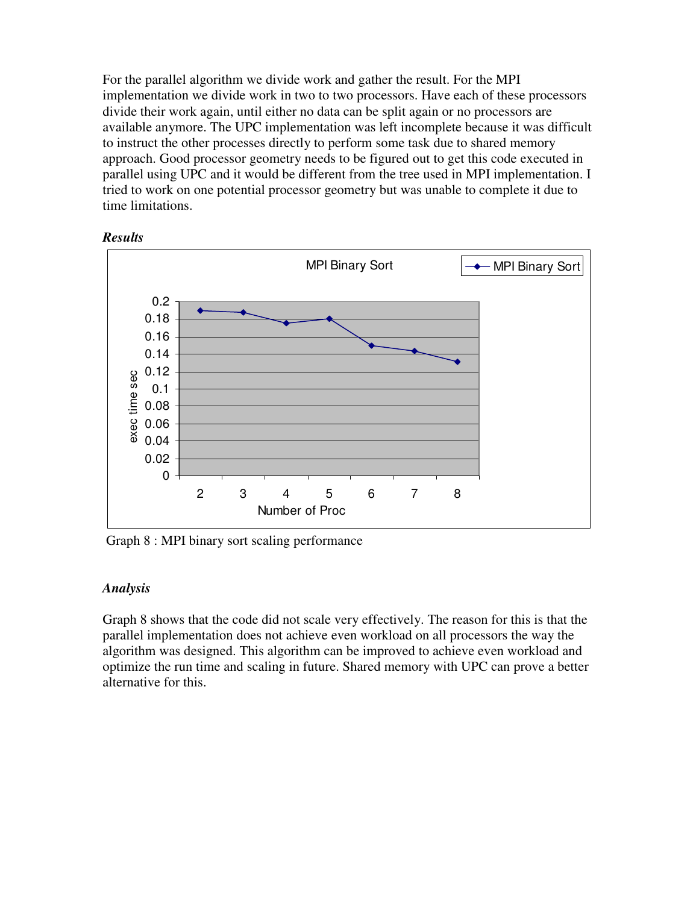For the parallel algorithm we divide work and gather the result. For the MPI implementation we divide work in two to two processors. Have each of these processors divide their work again, until either no data can be split again or no processors are available anymore. The UPC implementation was left incomplete because it was difficult to instruct the other processes directly to perform some task due to shared memory approach. Good processor geometry needs to be figured out to get this code executed in parallel using UPC and it would be different from the tree used in MPI implementation. I tried to work on one potential processor geometry but was unable to complete it due to time limitations.

***Results***

MPI Binary Sort

MPI Binary Sort

exec time sec

0.2
0.18
0.16
0.14
0.12
0.1
0.08
0.06
0.04
0.02
0

2 3 4 5 6 7 8

Number of Proc

Graph 8 : MPI binary sort scaling performance

***Analysis***

Graph 8 shows that the code did not scale very effectively. The reason for this is that the parallel implementation does not achieve even workload on all processors the way the algorithm was designed. This algorithm can be improved to achieve even workload and optimize the run time and scaling in future. Shared memory with UPC can prove a better alternative for this.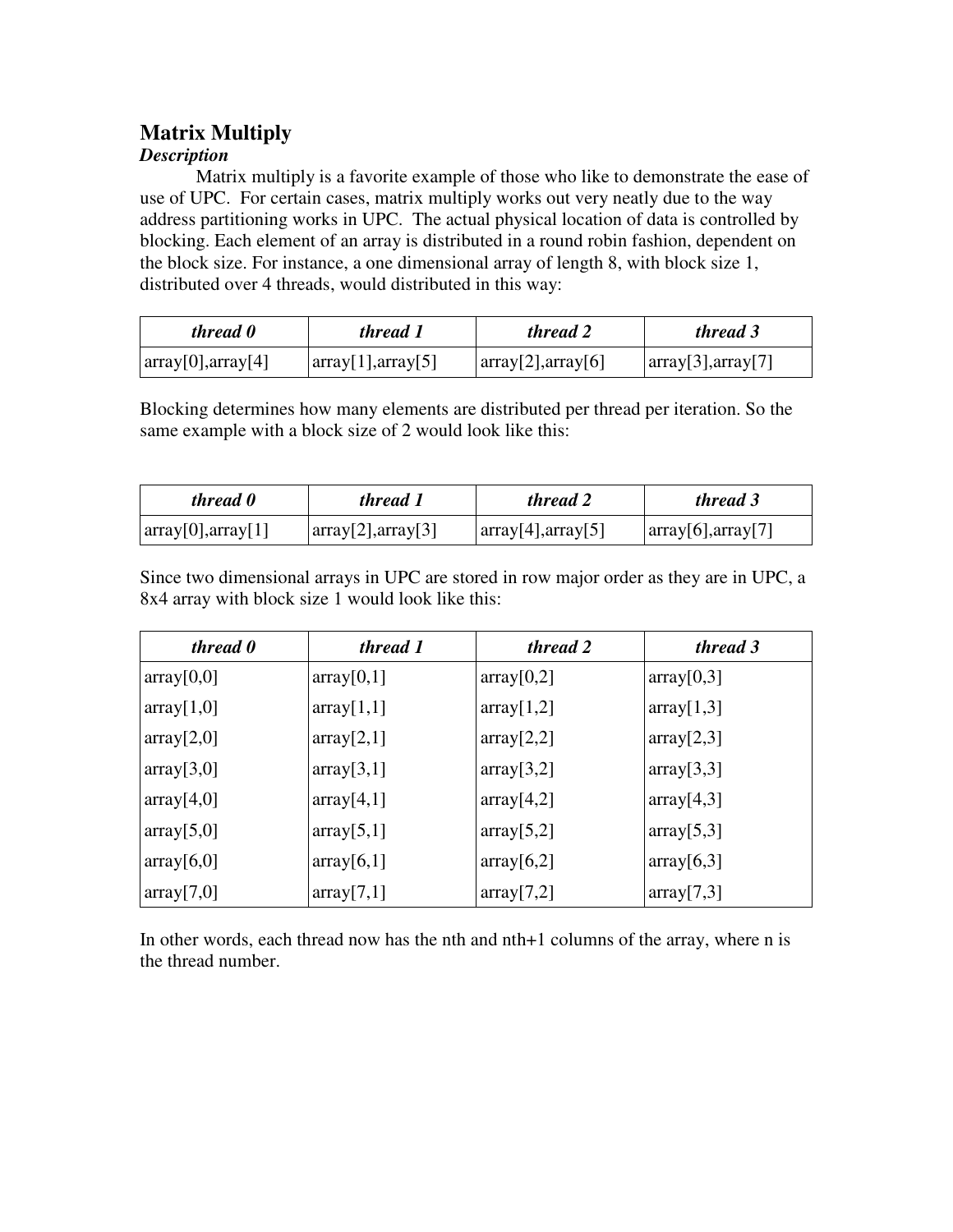## Matrix Multiply

### *Description*

Matrix multiply is a favorite example of those who like to demonstrate the ease of use of UPC. For certain cases, matrix multiply works out very neatly due to the way address partitioning works in UPC. The actual physical location of data is controlled by blocking. Each element of an array is distributed in a round robin fashion, dependent on the block size. For instance, a one dimensional array of length 8, with block size 1, distributed over 4 threads, would distributed in this way:

| ***thread 0*** | ***thread 1*** | ***thread 2*** | ***thread 3*** |
|---|---|---|---|
| array[0],array[4] | array[1],array[5] | array[2],array[6] | array[3],array[7] |

Blocking determines how many elements are distributed per thread per iteration. So the same example with a block size of 2 would look like this:

| ***thread 0*** | ***thread 1*** | ***thread 2*** | ***thread 3*** |
|---|---|---|---|
| array[0],array[1] | array[2],array[3] | array[4],array[5] | array[6],array[7] |

Since two dimensional arrays in UPC are stored in row major order as they are in UPC, a 8x4 array with block size 1 would look like this:

| ***thread 0*** | ***thread 1*** | ***thread 2*** | ***thread 3*** |
|---|---|---|---|
| array[0,0] | array[0,1] | array[0,2] | array[0,3] |
| array[1,0] | array[1,1] | array[1,2] | array[1,3] |
| array[2,0] | array[2,1] | array[2,2] | array[2,3] |
| array[3,0] | array[3,1] | array[3,2] | array[3,3] |
| array[4,0] | array[4,1] | array[4,2] | array[4,3] |
| array[5,0] | array[5,1] | array[5,2] | array[5,3] |
| array[6,0] | array[6,1] | array[6,2] | array[6,3] |
| array[7,0] | array[7,1] | array[7,2] | array[7,3] |

In other words, each thread now has the nth and nth+1 columns of the array, where n is the thread number.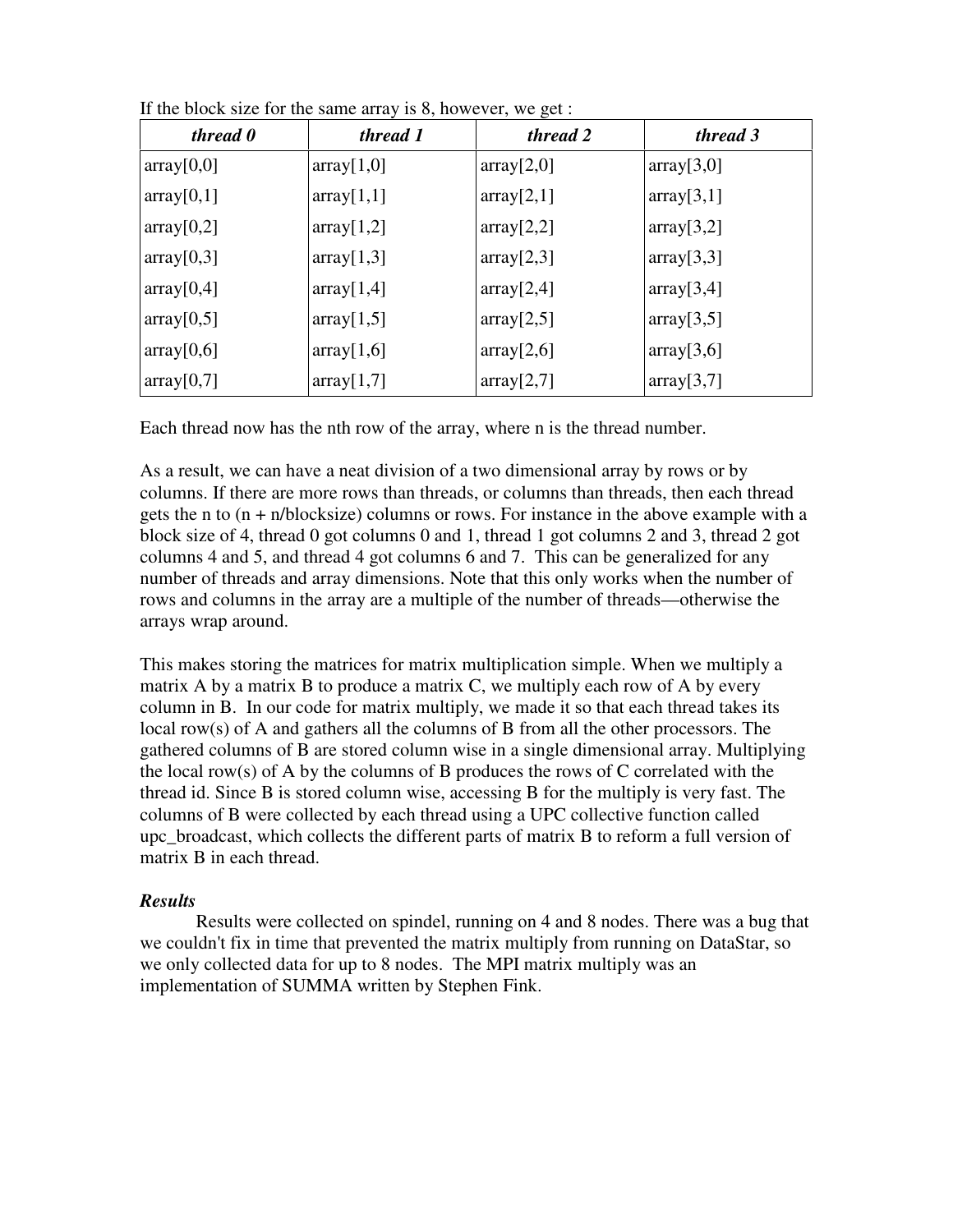If the block size for the same array is 8, however, we get :

| *thread 0* | *thread 1* | *thread 2* | *thread 3* |
|---|---|---|---|
| array[0,0] | array[1,0] | array[2,0] | array[3,0] |
| array[0,1] | array[1,1] | array[2,1] | array[3,1] |
| array[0,2] | array[1,2] | array[2,2] | array[3,2] |
| array[0,3] | array[1,3] | array[2,3] | array[3,3] |
| array[0,4] | array[1,4] | array[2,4] | array[3,4] |
| array[0,5] | array[1,5] | array[2,5] | array[3,5] |
| array[0,6] | array[1,6] | array[2,6] | array[3,6] |
| array[0,7] | array[1,7] | array[2,7] | array[3,7] |

Each thread now has the nth row of the array, where n is the thread number.

As a result, we can have a neat division of a two dimensional array by rows or by columns. If there are more rows than threads, or columns than threads, then each thread gets the n to (n + n/blocksize) columns or rows. For instance in the above example with a block size of 4, thread 0 got columns 0 and 1, thread 1 got columns 2 and 3, thread 2 got columns 4 and 5, and thread 4 got columns 6 and 7. This can be generalized for any number of threads and array dimensions. Note that this only works when the number of rows and columns in the array are a multiple of the number of threads—otherwise the arrays wrap around.

This makes storing the matrices for matrix multiplication simple. When we multiply a matrix A by a matrix B to produce a matrix C, we multiply each row of A by every column in B. In our code for matrix multiply, we made it so that each thread takes its local row(s) of A and gathers all the columns of B from all the other processors. The gathered columns of B are stored column wise in a single dimensional array. Multiplying the local row(s) of A by the columns of B produces the rows of C correlated with the thread id. Since B is stored column wise, accessing B for the multiply is very fast. The columns of B were collected by each thread using a UPC collective function called upc_broadcast, which collects the different parts of matrix B to reform a full version of matrix B in each thread.

***Results***

Results were collected on spindel, running on 4 and 8 nodes. There was a bug that we couldn't fix in time that prevented the matrix multiply from running on DataStar, so we only collected data for up to 8 nodes. The MPI matrix multiply was an implementation of SUMMA written by Stephen Fink.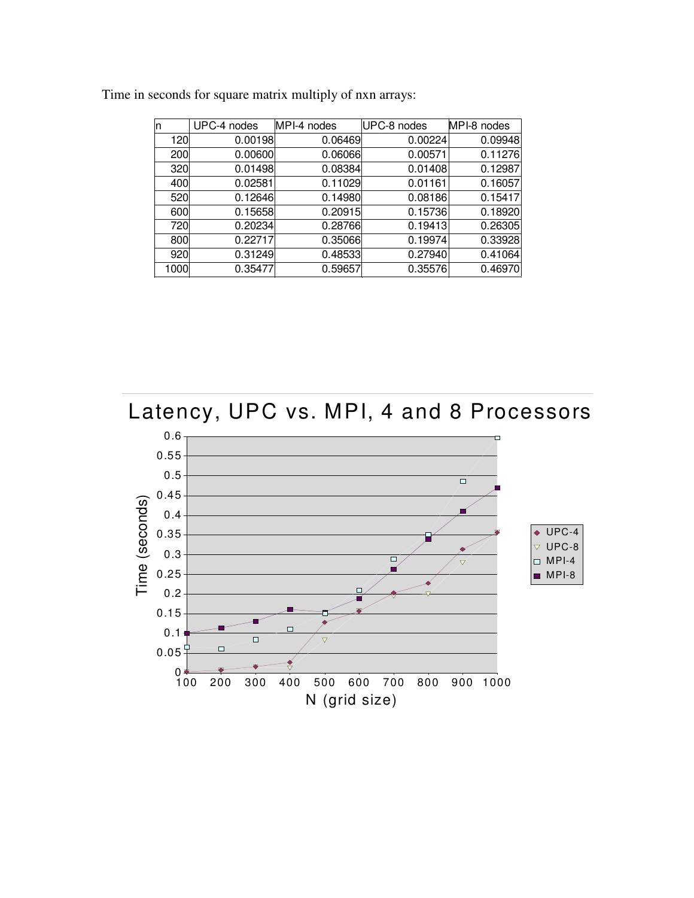Time in seconds for square matrix multiply of nxn arrays:

| n | UPC-4 nodes | MPI-4 nodes | UPC-8 nodes | MPI-8 nodes |
|---|---|---|---|---|
| 120 | 0.00198 | 0.06469 | 0.00224 | 0.09948 |
| 200 | 0.00600 | 0.06066 | 0.00571 | 0.11276 |
| 320 | 0.01498 | 0.08384 | 0.01408 | 0.12987 |
| 400 | 0.02581 | 0.11029 | 0.01161 | 0.16057 |
| 520 | 0.12646 | 0.14980 | 0.08186 | 0.15417 |
| 600 | 0.15658 | 0.20915 | 0.15736 | 0.18920 |
| 720 | 0.20234 | 0.28766 | 0.19413 | 0.26305 |
| 800 | 0.22717 | 0.35066 | 0.19974 | 0.33928 |
| 920 | 0.31249 | 0.48533 | 0.27940 | 0.41064 |
| 1000 | 0.35477 | 0.59657 | 0.35576 | 0.46970 |

Latency, UPC vs. MPI, 4 and 8 Processors

Time (seconds)

0.6
0.55
0.5
0.45
0.4
0.35
0.3
0.25
0.2
0.15
0.1
0.05
0

100 200 300 400 500 600 700 800 900 1000

N (grid size)

UPC-4
UPC-8
MPI-4
MPI-8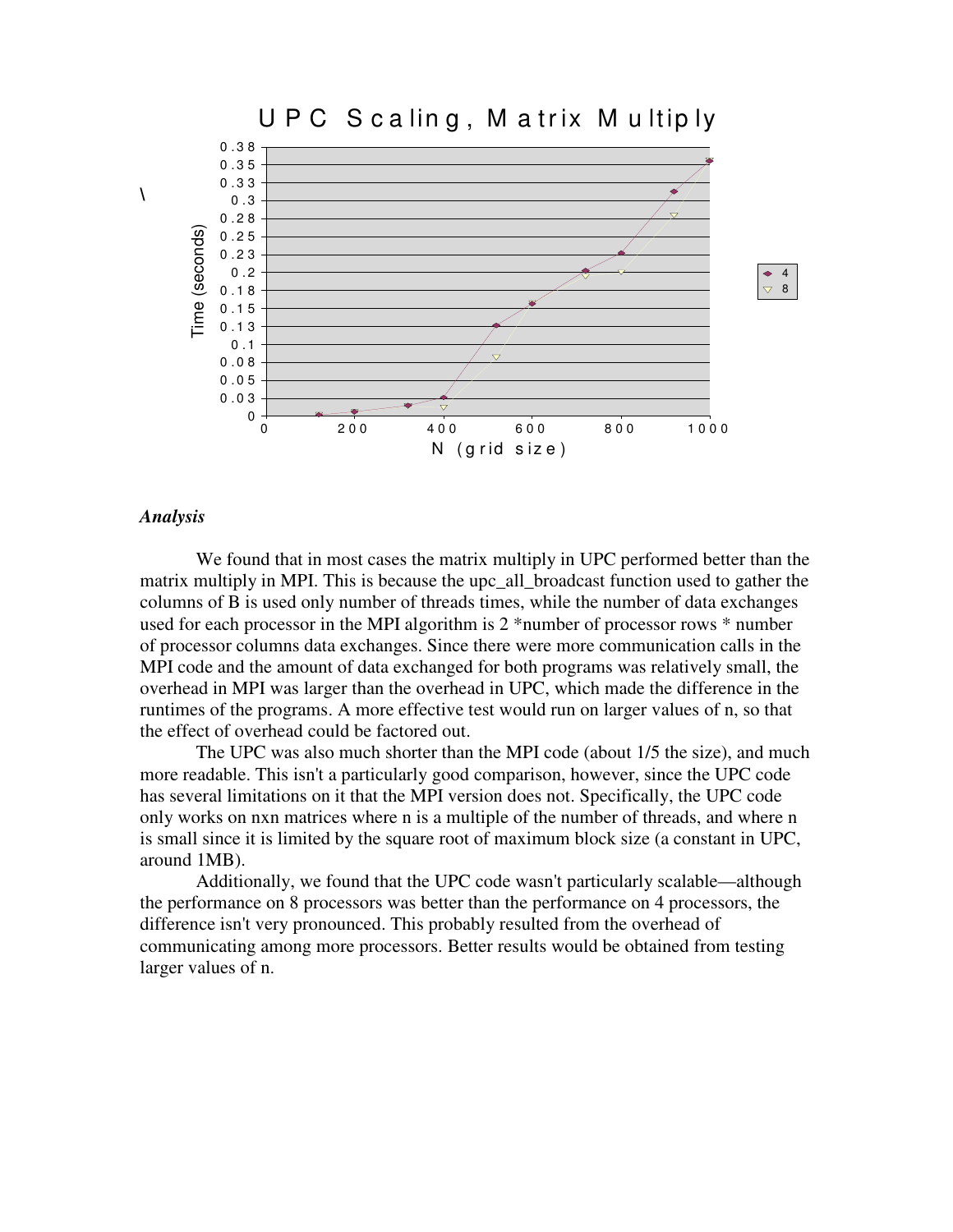\

UPC Scaling, Matrix Multiply

Time (seconds)

0.38
0.35
0.33
0.3
0.28
0.25
0.23
0.2
0.18
0.15
0.13
0.1
0.08
0.05
0.03
0

0
200
400
600
800
1000

N (grid size)

4
8

***Analysis***

We found that in most cases the matrix multiply in UPC performed better than the matrix multiply in MPI. This is because the upc_all_broadcast function used to gather the columns of B is used only number of threads times, while the number of data exchanges used for each processor in the MPI algorithm is 2 *number of processor rows * number of processor columns data exchanges. Since there were more communication calls in the MPI code and the amount of data exchanged for both programs was relatively small, the overhead in MPI was larger than the overhead in UPC, which made the difference in the runtimes of the programs. A more effective test would run on larger values of n, so that the effect of overhead could be factored out.

The UPC was also much shorter than the MPI code (about 1/5 the size), and much more readable. This isn't a particularly good comparison, however, since the UPC code has several limitations on it that the MPI version does not. Specifically, the UPC code only works on nxn matrices where n is a multiple of the number of threads, and where n is small since it is limited by the square root of maximum block size (a constant in UPC, around 1MB).

Additionally, we found that the UPC code wasn't particularly scalable—although the performance on 8 processors was better than the performance on 4 processors, the difference isn't very pronounced. This probably resulted from the overhead of communicating among more processors. Better results would be obtained from testing larger values of n.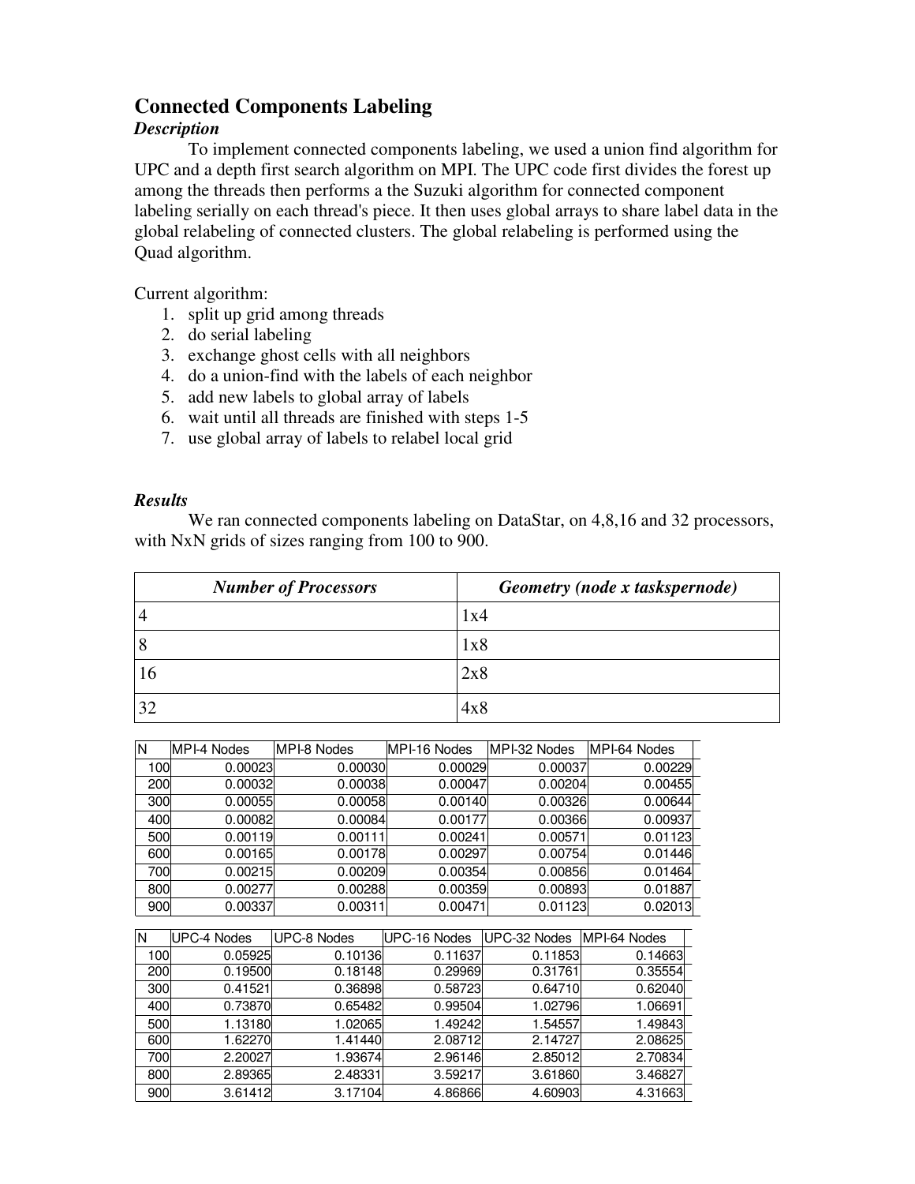# Connected Components Labeling

### *Description*

To implement connected components labeling, we used a union find algorithm for UPC and a depth first search algorithm on MPI. The UPC code first divides the forest up among the threads then performs a the Suzuki algorithm for connected component labeling serially on each thread's piece. It then uses global arrays to share label data in the global relabeling of connected clusters. The global relabeling is performed using the Quad algorithm.

Current algorithm:

1. split up grid among threads
2. do serial labeling
3. exchange ghost cells with all neighbors
4. do a union-find with the labels of each neighbor
5. add new labels to global array of labels
6. wait until all threads are finished with steps 1-5
7. use global array of labels to relabel local grid

### *Results*

We ran connected components labeling on DataStar, on 4,8,16 and 32 processors, with NxN grids of sizes ranging from 100 to 900.

| *Number of Processors* | *Geometry (node x taskspernode)* |
|---|---|
| 4 | 1x4 |
| 8 | 1x8 |
| 16 | 2x8 |
| 32 | 4x8 |

| N | MPI-4 Nodes | MPI-8 Nodes | MPI-16 Nodes | MPI-32 Nodes | MPI-64 Nodes |
|---|---|---|---|---|---|
| 100 | 0.00023 | 0.00030 | 0.00029 | 0.00037 | 0.00229 |
| 200 | 0.00032 | 0.00038 | 0.00047 | 0.00204 | 0.00455 |
| 300 | 0.00055 | 0.00058 | 0.00140 | 0.00326 | 0.00644 |
| 400 | 0.00082 | 0.00084 | 0.00177 | 0.00366 | 0.00937 |
| 500 | 0.00119 | 0.00111 | 0.00241 | 0.00571 | 0.01123 |
| 600 | 0.00165 | 0.00178 | 0.00297 | 0.00754 | 0.01446 |
| 700 | 0.00215 | 0.00209 | 0.00354 | 0.00856 | 0.01464 |
| 800 | 0.00277 | 0.00288 | 0.00359 | 0.00893 | 0.01887 |
| 900 | 0.00337 | 0.00311 | 0.00471 | 0.01123 | 0.02013 |

| N | UPC-4 Nodes | UPC-8 Nodes | UPC-16 Nodes | UPC-32 Nodes | MPI-64 Nodes |
|---|---|---|---|---|---|
| 100 | 0.05925 | 0.10136 | 0.11637 | 0.11853 | 0.14663 |
| 200 | 0.19500 | 0.18148 | 0.29969 | 0.31761 | 0.35554 |
| 300 | 0.41521 | 0.36898 | 0.58723 | 0.64710 | 0.62040 |
| 400 | 0.73870 | 0.65482 | 0.99504 | 1.02796 | 1.06691 |
| 500 | 1.13180 | 1.02065 | 1.49242 | 1.54557 | 1.49843 |
| 600 | 1.62270 | 1.41440 | 2.08712 | 2.14727 | 2.08625 |
| 700 | 2.20027 | 1.93674 | 2.96146 | 2.85012 | 2.70834 |
| 800 | 2.89365 | 2.48331 | 3.59217 | 3.61860 | 3.46827 |
| 900 | 3.61412 | 3.17104 | 4.86866 | 4.60903 | 4.31663 |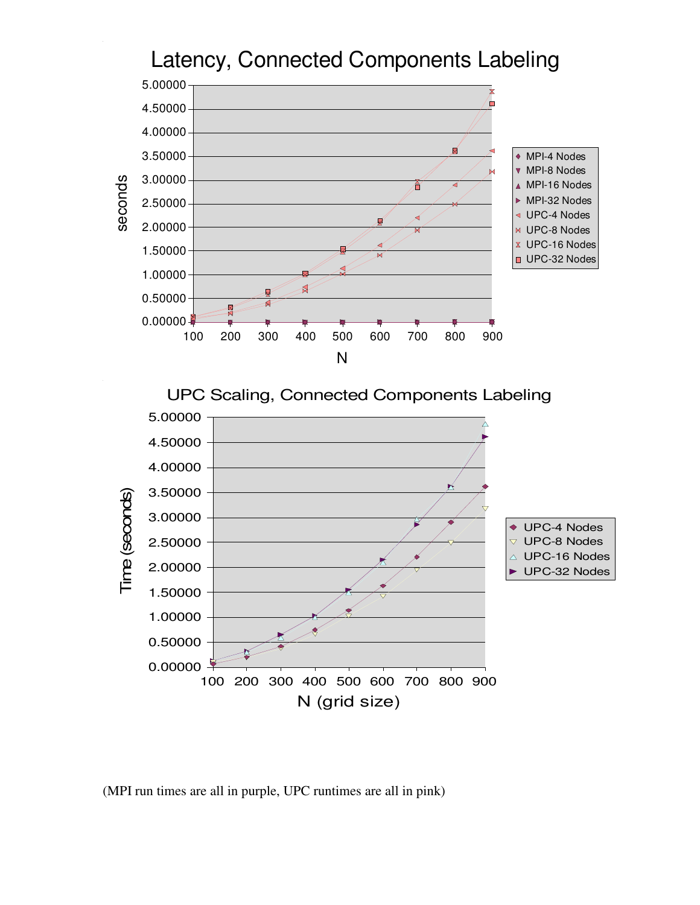Latency, Connected Components Labeling

seconds

5.00000
4.50000
4.00000
3.50000
3.00000
2.50000
2.00000
1.50000
1.00000
0.50000
0.00000

100 200 300 400 500 600 700 800 900

N

MPI-4 Nodes
MPI-8 Nodes
MPI-16 Nodes
MPI-32 Nodes
UPC-4 Nodes
UPC-8 Nodes
UPC-16 Nodes
UPC-32 Nodes

UPC Scaling, Connected Components Labeling

Time (seconds)

5.00000
4.50000
4.00000
3.50000
3.00000
2.50000
2.00000
1.50000
1.00000
0.50000
0.00000

100 200 300 400 500 600 700 800 900

N (grid size)

UPC-4 Nodes
UPC-8 Nodes
UPC-16 Nodes
UPC-32 Nodes

(MPI run times are all in purple, UPC runtimes are all in pink)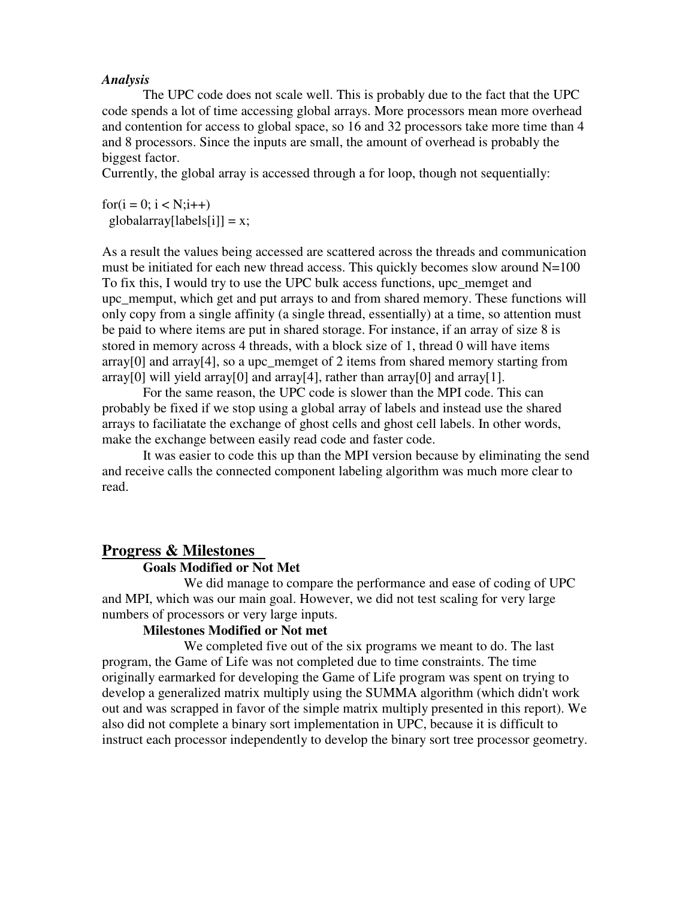***Analysis***

The UPC code does not scale well. This is probably due to the fact that the UPC code spends a lot of time accessing global arrays. More processors mean more overhead and contention for access to global space, so 16 and 32 processors take more time than 4 and 8 processors. Since the inputs are small, the amount of overhead is probably the biggest factor.

Currently, the global array is accessed through a for loop, though not sequentially:

```
for(i = 0; i < N;i++)
  globalarray[labels[i]] = x;
```

As a result the values being accessed are scattered across the threads and communication must be initiated for each new thread access. This quickly becomes slow around N=100 To fix this, I would try to use the UPC bulk access functions, upc_memget and upc_memput, which get and put arrays to and from shared memory. These functions will only copy from a single affinity (a single thread, essentially) at a time, so attention must be paid to where items are put in shared storage. For instance, if an array of size 8 is stored in memory across 4 threads, with a block size of 1, thread 0 will have items array[0] and array[4], so a upc_memget of 2 items from shared memory starting from array[0] will yield array[0] and array[4], rather than array[0] and array[1].

For the same reason, the UPC code is slower than the MPI code. This can probably be fixed if we stop using a global array of labels and instead use the shared arrays to faciliatate the exchange of ghost cells and ghost cell labels. In other words, make the exchange between easily read code and faster code.

It was easier to code this up than the MPI version because by eliminating the send and receive calls the connected component labeling algorithm was much more clear to read.

## Progress & Milestones

**Goals Modified or Not Met**

We did manage to compare the performance and ease of coding of UPC and MPI, which was our main goal. However, we did not test scaling for very large numbers of processors or very large inputs.

**Milestones Modified or Not met**

We completed five out of the six programs we meant to do. The last program, the Game of Life was not completed due to time constraints. The time originally earmarked for developing the Game of Life program was spent on trying to develop a generalized matrix multiply using the SUMMA algorithm (which didn't work out and was scrapped in favor of the simple matrix multiply presented in this report). We also did not complete a binary sort implementation in UPC, because it is difficult to instruct each processor independently to develop the binary sort tree processor geometry.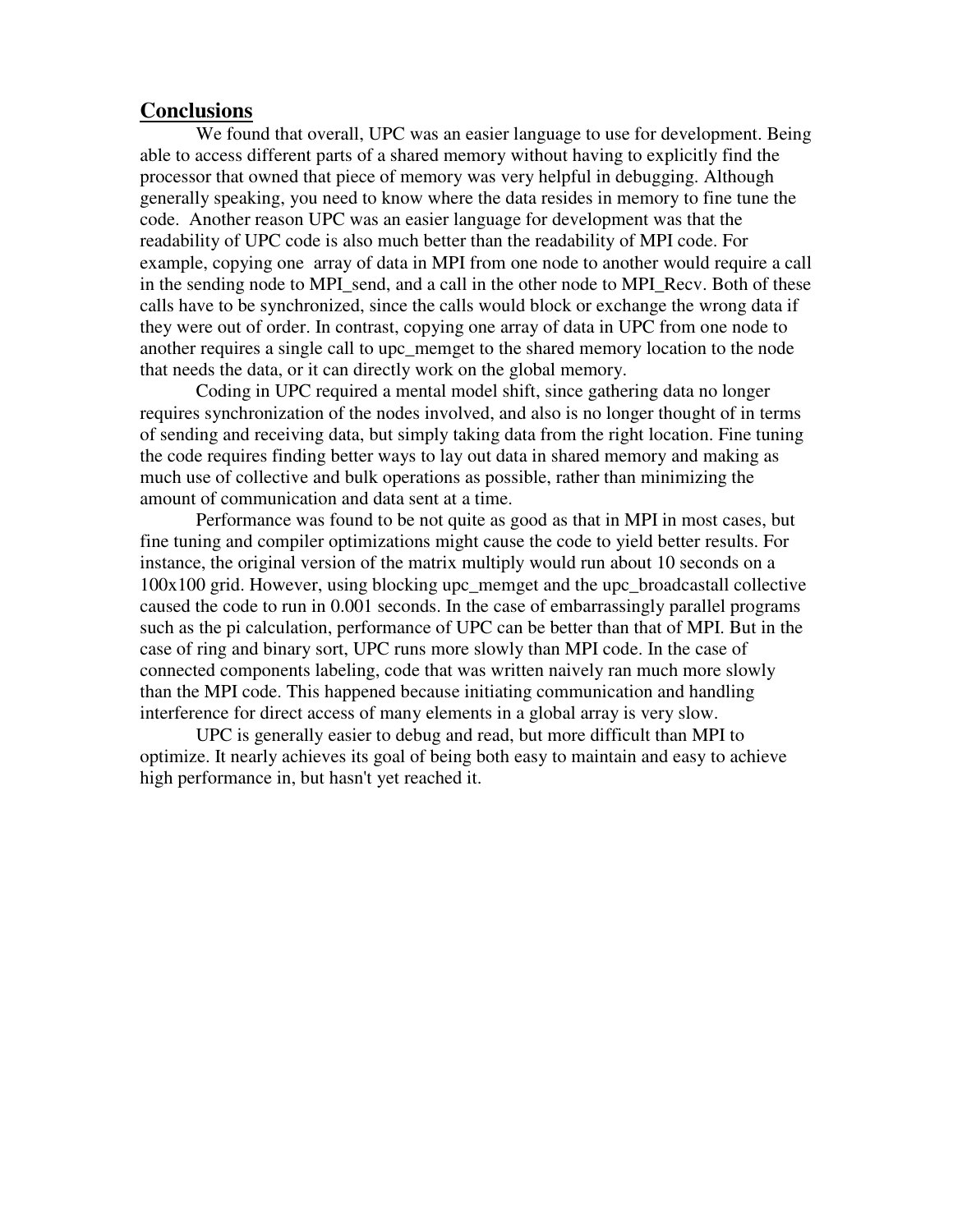## Conclusions

We found that overall, UPC was an easier language to use for development. Being able to access different parts of a shared memory without having to explicitly find the processor that owned that piece of memory was very helpful in debugging. Although generally speaking, you need to know where the data resides in memory to fine tune the code. Another reason UPC was an easier language for development was that the readability of UPC code is also much better than the readability of MPI code. For example, copying one array of data in MPI from one node to another would require a call in the sending node to MPI_send, and a call in the other node to MPI_Recv. Both of these calls have to be synchronized, since the calls would block or exchange the wrong data if they were out of order. In contrast, copying one array of data in UPC from one node to another requires a single call to upc_memget to the shared memory location to the node that needs the data, or it can directly work on the global memory.

Coding in UPC required a mental model shift, since gathering data no longer requires synchronization of the nodes involved, and also is no longer thought of in terms of sending and receiving data, but simply taking data from the right location. Fine tuning the code requires finding better ways to lay out data in shared memory and making as much use of collective and bulk operations as possible, rather than minimizing the amount of communication and data sent at a time.

Performance was found to be not quite as good as that in MPI in most cases, but fine tuning and compiler optimizations might cause the code to yield better results. For instance, the original version of the matrix multiply would run about 10 seconds on a 100x100 grid. However, using blocking upc_memget and the upc_broadcastall collective caused the code to run in 0.001 seconds. In the case of embarrassingly parallel programs such as the pi calculation, performance of UPC can be better than that of MPI. But in the case of ring and binary sort, UPC runs more slowly than MPI code. In the case of connected components labeling, code that was written naively ran much more slowly than the MPI code. This happened because initiating communication and handling interference for direct access of many elements in a global array is very slow.

UPC is generally easier to debug and read, but more difficult than MPI to optimize. It nearly achieves its goal of being both easy to maintain and easy to achieve high performance in, but hasn't yet reached it.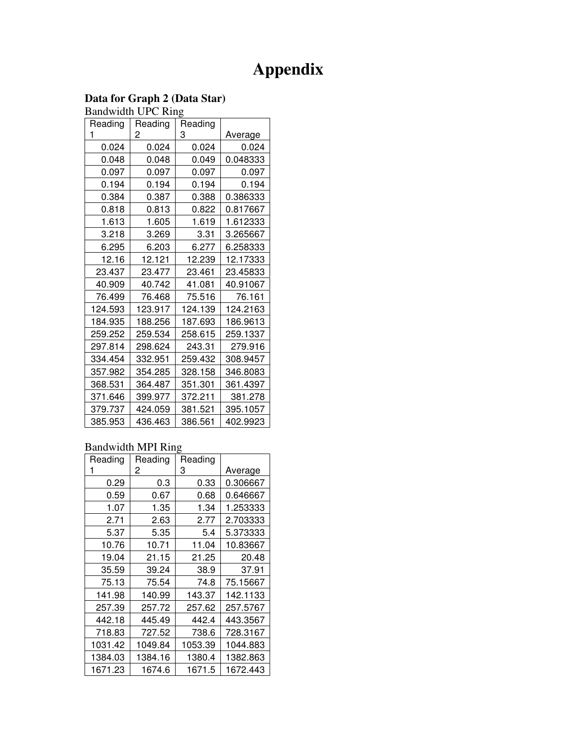# Appendix

**Data for Graph 2 (Data Star)**

Bandwidth UPC Ring

| Reading 1 | Reading 2 | Reading 3 | Average |
|---|---|---|---|
| 0.024 | 0.024 | 0.024 | 0.024 |
| 0.048 | 0.048 | 0.049 | 0.048333 |
| 0.097 | 0.097 | 0.097 | 0.097 |
| 0.194 | 0.194 | 0.194 | 0.194 |
| 0.384 | 0.387 | 0.388 | 0.386333 |
| 0.818 | 0.813 | 0.822 | 0.817667 |
| 1.613 | 1.605 | 1.619 | 1.612333 |
| 3.218 | 3.269 | 3.31 | 3.265667 |
| 6.295 | 6.203 | 6.277 | 6.258333 |
| 12.16 | 12.121 | 12.239 | 12.17333 |
| 23.437 | 23.477 | 23.461 | 23.45833 |
| 40.909 | 40.742 | 41.081 | 40.91067 |
| 76.499 | 76.468 | 75.516 | 76.161 |
| 124.593 | 123.917 | 124.139 | 124.2163 |
| 184.935 | 188.256 | 187.693 | 186.9613 |
| 259.252 | 259.534 | 258.615 | 259.1337 |
| 297.814 | 298.624 | 243.31 | 279.916 |
| 334.454 | 332.951 | 259.432 | 308.9457 |
| 357.982 | 354.285 | 328.158 | 346.8083 |
| 368.531 | 364.487 | 351.301 | 361.4397 |
| 371.646 | 399.977 | 372.211 | 381.278 |
| 379.737 | 424.059 | 381.521 | 395.1057 |
| 385.953 | 436.463 | 386.561 | 402.9923 |

Bandwidth MPI Ring

| Reading 1 | Reading 2 | Reading 3 | Average |
|---|---|---|---|
| 0.29 | 0.3 | 0.33 | 0.306667 |
| 0.59 | 0.67 | 0.68 | 0.646667 |
| 1.07 | 1.35 | 1.34 | 1.253333 |
| 2.71 | 2.63 | 2.77 | 2.703333 |
| 5.37 | 5.35 | 5.4 | 5.373333 |
| 10.76 | 10.71 | 11.04 | 10.83667 |
| 19.04 | 21.15 | 21.25 | 20.48 |
| 35.59 | 39.24 | 38.9 | 37.91 |
| 75.13 | 75.54 | 74.8 | 75.15667 |
| 141.98 | 140.99 | 143.37 | 142.1133 |
| 257.39 | 257.72 | 257.62 | 257.5767 |
| 442.18 | 445.49 | 442.4 | 443.3567 |
| 718.83 | 727.52 | 738.6 | 728.3167 |
| 1031.42 | 1049.84 | 1053.39 | 1044.883 |
| 1384.03 | 1384.16 | 1380.4 | 1382.863 |
| 1671.23 | 1674.6 | 1671.5 | 1672.443 |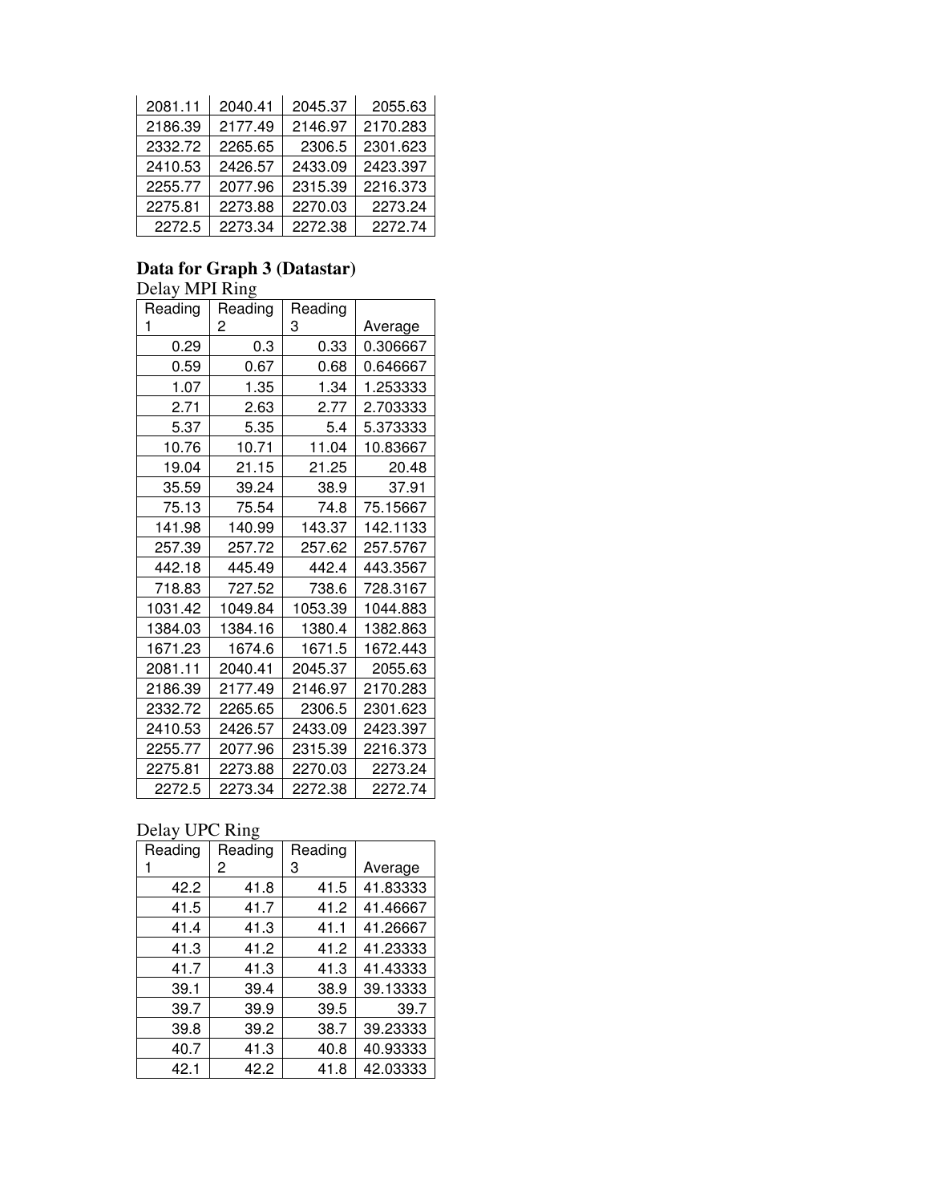| | | | |
|---|---|---|---|
| 2081.11 | 2040.41 | 2045.37 | 2055.63 |
| 2186.39 | 2177.49 | 2146.97 | 2170.283 |
| 2332.72 | 2265.65 | 2306.5 | 2301.623 |
| 2410.53 | 2426.57 | 2433.09 | 2423.397 |
| 2255.77 | 2077.96 | 2315.39 | 2216.373 |
| 2275.81 | 2273.88 | 2270.03 | 2273.24 |
| 2272.5 | 2273.34 | 2272.38 | 2272.74 |

### Data for Graph 3 (Datastar)

Delay MPI Ring

| Reading 1 | Reading 2 | Reading 3 | Average |
|---|---|---|---|
| 0.29 | 0.3 | 0.33 | 0.306667 |
| 0.59 | 0.67 | 0.68 | 0.646667 |
| 1.07 | 1.35 | 1.34 | 1.253333 |
| 2.71 | 2.63 | 2.77 | 2.703333 |
| 5.37 | 5.35 | 5.4 | 5.373333 |
| 10.76 | 10.71 | 11.04 | 10.83667 |
| 19.04 | 21.15 | 21.25 | 20.48 |
| 35.59 | 39.24 | 38.9 | 37.91 |
| 75.13 | 75.54 | 74.8 | 75.15667 |
| 141.98 | 140.99 | 143.37 | 142.1133 |
| 257.39 | 257.72 | 257.62 | 257.5767 |
| 442.18 | 445.49 | 442.4 | 443.3567 |
| 718.83 | 727.52 | 738.6 | 728.3167 |
| 1031.42 | 1049.84 | 1053.39 | 1044.883 |
| 1384.03 | 1384.16 | 1380.4 | 1382.863 |
| 1671.23 | 1674.6 | 1671.5 | 1672.443 |
| 2081.11 | 2040.41 | 2045.37 | 2055.63 |
| 2186.39 | 2177.49 | 2146.97 | 2170.283 |
| 2332.72 | 2265.65 | 2306.5 | 2301.623 |
| 2410.53 | 2426.57 | 2433.09 | 2423.397 |
| 2255.77 | 2077.96 | 2315.39 | 2216.373 |
| 2275.81 | 2273.88 | 2270.03 | 2273.24 |
| 2272.5 | 2273.34 | 2272.38 | 2272.74 |

Delay UPC Ring

| Reading 1 | Reading 2 | Reading 3 | Average |
|---|---|---|---|
| 42.2 | 41.8 | 41.5 | 41.83333 |
| 41.5 | 41.7 | 41.2 | 41.46667 |
| 41.4 | 41.3 | 41.1 | 41.26667 |
| 41.3 | 41.2 | 41.2 | 41.23333 |
| 41.7 | 41.3 | 41.3 | 41.43333 |
| 39.1 | 39.4 | 38.9 | 39.13333 |
| 39.7 | 39.9 | 39.5 | 39.7 |
| 39.8 | 39.2 | 38.7 | 39.23333 |
| 40.7 | 41.3 | 40.8 | 40.93333 |
| 42.1 | 42.2 | 41.8 | 42.03333 |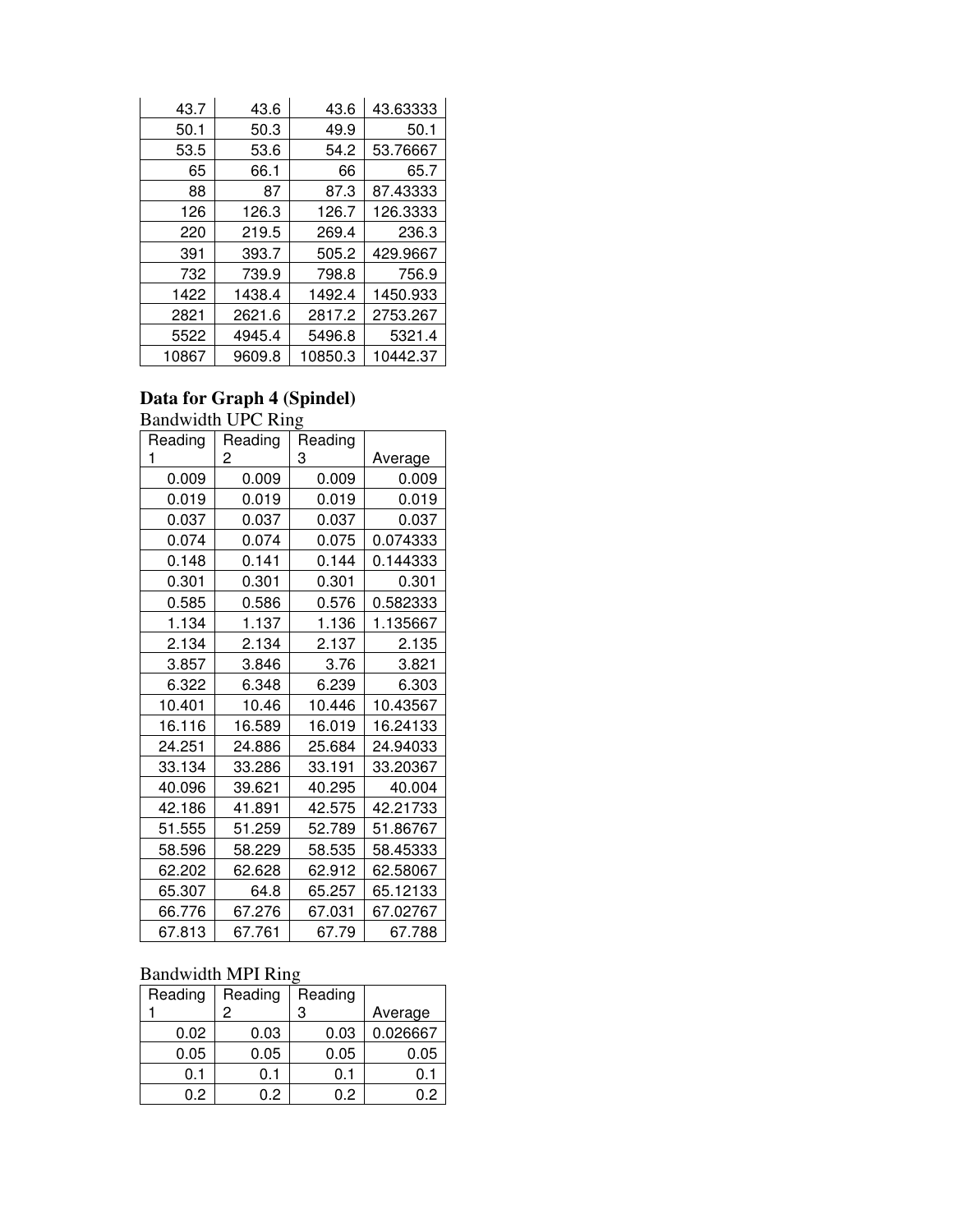| | | | |
|---|---|---|---|
| 43.7 | 43.6 | 43.6 | 43.63333 |
| 50.1 | 50.3 | 49.9 | 50.1 |
| 53.5 | 53.6 | 54.2 | 53.76667 |
| 65 | 66.1 | 66 | 65.7 |
| 88 | 87 | 87.3 | 87.43333 |
| 126 | 126.3 | 126.7 | 126.3333 |
| 220 | 219.5 | 269.4 | 236.3 |
| 391 | 393.7 | 505.2 | 429.9667 |
| 732 | 739.9 | 798.8 | 756.9 |
| 1422 | 1438.4 | 1492.4 | 1450.933 |
| 2821 | 2621.6 | 2817.2 | 2753.267 |
| 5522 | 4945.4 | 5496.8 | 5321.4 |
| 10867 | 9609.8 | 10850.3 | 10442.37 |

## Data for Graph 4 (Spindel)

Bandwidth UPC Ring

| Reading 1 | Reading 2 | Reading 3 | Average |
|---|---|---|---|
| 0.009 | 0.009 | 0.009 | 0.009 |
| 0.019 | 0.019 | 0.019 | 0.019 |
| 0.037 | 0.037 | 0.037 | 0.037 |
| 0.074 | 0.074 | 0.075 | 0.074333 |
| 0.148 | 0.141 | 0.144 | 0.144333 |
| 0.301 | 0.301 | 0.301 | 0.301 |
| 0.585 | 0.586 | 0.576 | 0.582333 |
| 1.134 | 1.137 | 1.136 | 1.135667 |
| 2.134 | 2.134 | 2.137 | 2.135 |
| 3.857 | 3.846 | 3.76 | 3.821 |
| 6.322 | 6.348 | 6.239 | 6.303 |
| 10.401 | 10.46 | 10.446 | 10.43567 |
| 16.116 | 16.589 | 16.019 | 16.24133 |
| 24.251 | 24.886 | 25.684 | 24.94033 |
| 33.134 | 33.286 | 33.191 | 33.20367 |
| 40.096 | 39.621 | 40.295 | 40.004 |
| 42.186 | 41.891 | 42.575 | 42.21733 |
| 51.555 | 51.259 | 52.789 | 51.86767 |
| 58.596 | 58.229 | 58.535 | 58.45333 |
| 62.202 | 62.628 | 62.912 | 62.58067 |
| 65.307 | 64.8 | 65.257 | 65.12133 |
| 66.776 | 67.276 | 67.031 | 67.02767 |
| 67.813 | 67.761 | 67.79 | 67.788 |

Bandwidth MPI Ring

| Reading 1 | Reading 2 | Reading 3 | Average |
|---|---|---|---|
| 0.02 | 0.03 | 0.03 | 0.026667 |
| 0.05 | 0.05 | 0.05 | 0.05 |
| 0.1 | 0.1 | 0.1 | 0.1 |
| 0.2 | 0.2 | 0.2 | 0.2 |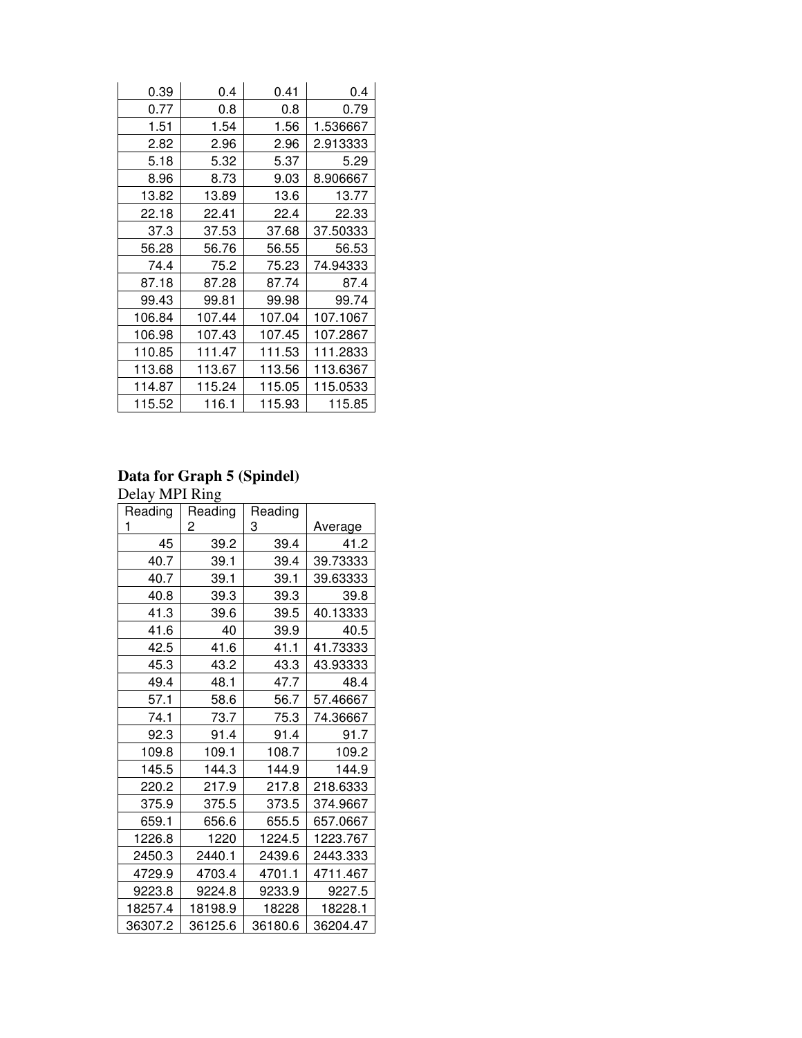| | | | |
|---|---|---|---|
| 0.39 | 0.4 | 0.41 | 0.4 |
| 0.77 | 0.8 | 0.8 | 0.79 |
| 1.51 | 1.54 | 1.56 | 1.536667 |
| 2.82 | 2.96 | 2.96 | 2.913333 |
| 5.18 | 5.32 | 5.37 | 5.29 |
| 8.96 | 8.73 | 9.03 | 8.906667 |
| 13.82 | 13.89 | 13.6 | 13.77 |
| 22.18 | 22.41 | 22.4 | 22.33 |
| 37.3 | 37.53 | 37.68 | 37.50333 |
| 56.28 | 56.76 | 56.55 | 56.53 |
| 74.4 | 75.2 | 75.23 | 74.94333 |
| 87.18 | 87.28 | 87.74 | 87.4 |
| 99.43 | 99.81 | 99.98 | 99.74 |
| 106.84 | 107.44 | 107.04 | 107.1067 |
| 106.98 | 107.43 | 107.45 | 107.2867 |
| 110.85 | 111.47 | 111.53 | 111.2833 |
| 113.68 | 113.67 | 113.56 | 113.6367 |
| 114.87 | 115.24 | 115.05 | 115.0533 |
| 115.52 | 116.1 | 115.93 | 115.85 |

## Data for Graph 5 (Spindel)

Delay MPI Ring

| Reading 1 | Reading 2 | Reading 3 | Average |
|---|---|---|---|
| 45 | 39.2 | 39.4 | 41.2 |
| 40.7 | 39.1 | 39.4 | 39.73333 |
| 40.7 | 39.1 | 39.1 | 39.63333 |
| 40.8 | 39.3 | 39.3 | 39.8 |
| 41.3 | 39.6 | 39.5 | 40.13333 |
| 41.6 | 40 | 39.9 | 40.5 |
| 42.5 | 41.6 | 41.1 | 41.73333 |
| 45.3 | 43.2 | 43.3 | 43.93333 |
| 49.4 | 48.1 | 47.7 | 48.4 |
| 57.1 | 58.6 | 56.7 | 57.46667 |
| 74.1 | 73.7 | 75.3 | 74.36667 |
| 92.3 | 91.4 | 91.4 | 91.7 |
| 109.8 | 109.1 | 108.7 | 109.2 |
| 145.5 | 144.3 | 144.9 | 144.9 |
| 220.2 | 217.9 | 217.8 | 218.6333 |
| 375.9 | 375.5 | 373.5 | 374.9667 |
| 659.1 | 656.6 | 655.5 | 657.0667 |
| 1226.8 | 1220 | 1224.5 | 1223.767 |
| 2450.3 | 2440.1 | 2439.6 | 2443.333 |
| 4729.9 | 4703.4 | 4701.1 | 4711.467 |
| 9223.8 | 9224.8 | 9233.9 | 9227.5 |
| 18257.4 | 18198.9 | 18228 | 18228.1 |
| 36307.2 | 36125.6 | 36180.6 | 36204.47 |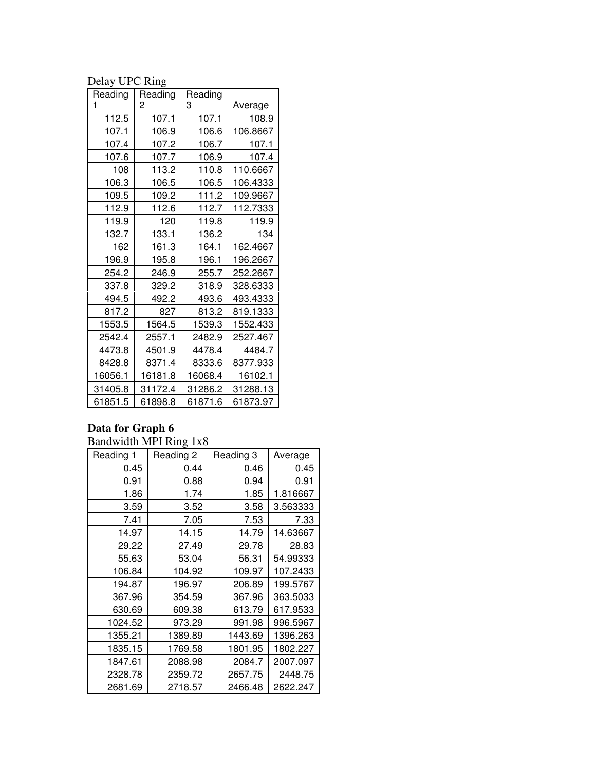Delay UPC Ring

| Reading 1 | Reading 2 | Reading 3 | Average |
|---|---|---|---|
| 112.5 | 107.1 | 107.1 | 108.9 |
| 107.1 | 106.9 | 106.6 | 106.8667 |
| 107.4 | 107.2 | 106.7 | 107.1 |
| 107.6 | 107.7 | 106.9 | 107.4 |
| 108 | 113.2 | 110.8 | 110.6667 |
| 106.3 | 106.5 | 106.5 | 106.4333 |
| 109.5 | 109.2 | 111.2 | 109.9667 |
| 112.9 | 112.6 | 112.7 | 112.7333 |
| 119.9 | 120 | 119.8 | 119.9 |
| 132.7 | 133.1 | 136.2 | 134 |
| 162 | 161.3 | 164.1 | 162.4667 |
| 196.9 | 195.8 | 196.1 | 196.2667 |
| 254.2 | 246.9 | 255.7 | 252.2667 |
| 337.8 | 329.2 | 318.9 | 328.6333 |
| 494.5 | 492.2 | 493.6 | 493.4333 |
| 817.2 | 827 | 813.2 | 819.1333 |
| 1553.5 | 1564.5 | 1539.3 | 1552.433 |
| 2542.4 | 2557.1 | 2482.9 | 2527.467 |
| 4473.8 | 4501.9 | 4478.4 | 4484.7 |
| 8428.8 | 8371.4 | 8333.6 | 8377.933 |
| 16056.1 | 16181.8 | 16068.4 | 16102.1 |
| 31405.8 | 31172.4 | 31286.2 | 31288.13 |
| 61851.5 | 61898.8 | 61871.6 | 61873.97 |

**Data for Graph 6**

Bandwidth MPI Ring 1x8

| Reading 1 | Reading 2 | Reading 3 | Average |
|---|---|---|---|
| 0.45 | 0.44 | 0.46 | 0.45 |
| 0.91 | 0.88 | 0.94 | 0.91 |
| 1.86 | 1.74 | 1.85 | 1.816667 |
| 3.59 | 3.52 | 3.58 | 3.563333 |
| 7.41 | 7.05 | 7.53 | 7.33 |
| 14.97 | 14.15 | 14.79 | 14.63667 |
| 29.22 | 27.49 | 29.78 | 28.83 |
| 55.63 | 53.04 | 56.31 | 54.99333 |
| 106.84 | 104.92 | 109.97 | 107.2433 |
| 194.87 | 196.97 | 206.89 | 199.5767 |
| 367.96 | 354.59 | 367.96 | 363.5033 |
| 630.69 | 609.38 | 613.79 | 617.9533 |
| 1024.52 | 973.29 | 991.98 | 996.5967 |
| 1355.21 | 1389.89 | 1443.69 | 1396.263 |
| 1835.15 | 1769.58 | 1801.95 | 1802.227 |
| 1847.61 | 2088.98 | 2084.7 | 2007.097 |
| 2328.78 | 2359.72 | 2657.75 | 2448.75 |
| 2681.69 | 2718.57 | 2466.48 | 2622.247 |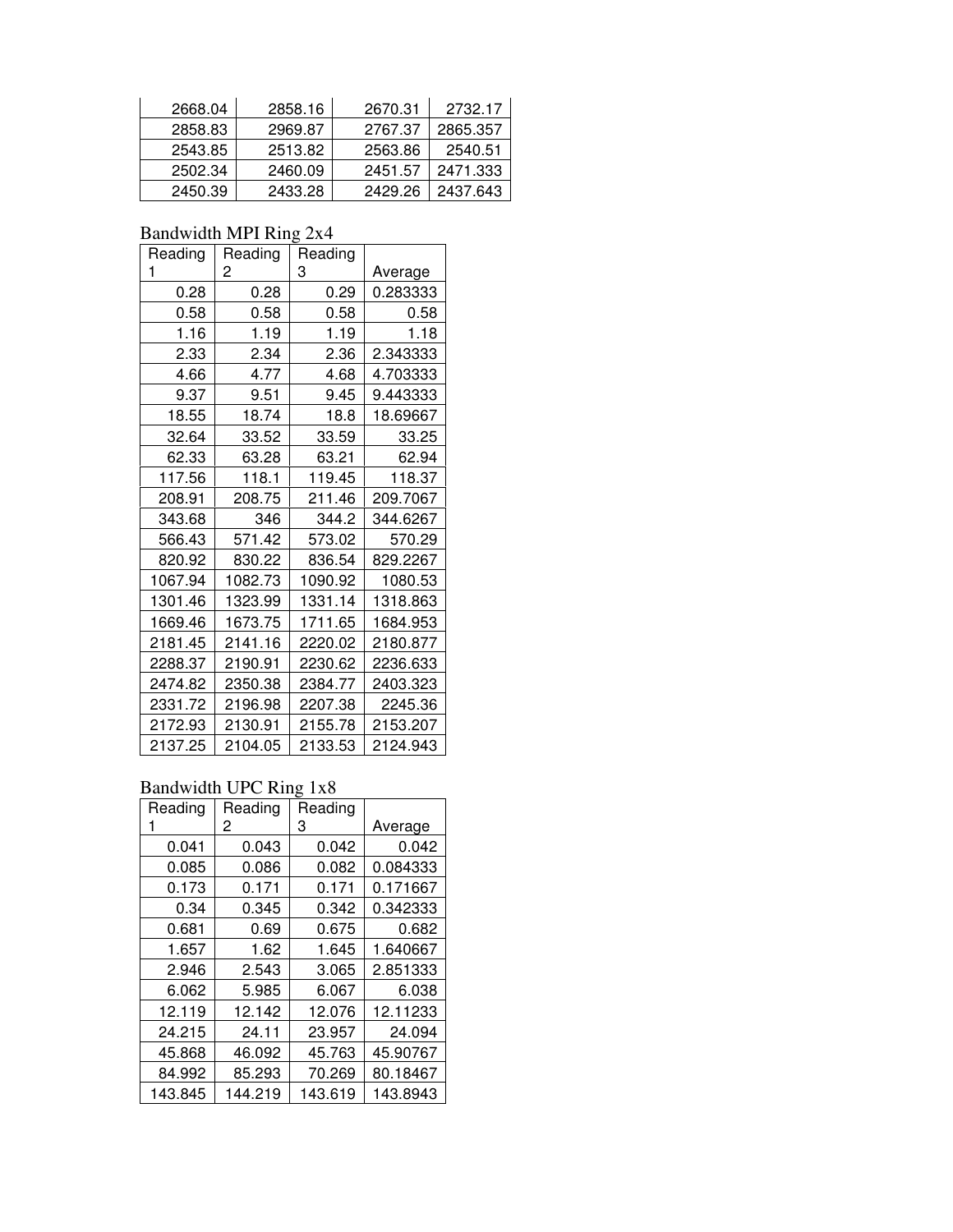| | | | |
|---|---|---|---|
| 2668.04 | 2858.16 | 2670.31 | 2732.17 |
| 2858.83 | 2969.87 | 2767.37 | 2865.357 |
| 2543.85 | 2513.82 | 2563.86 | 2540.51 |
| 2502.34 | 2460.09 | 2451.57 | 2471.333 |
| 2450.39 | 2433.28 | 2429.26 | 2437.643 |

Bandwidth MPI Ring 2x4

| Reading 1 | Reading 2 | Reading 3 | Average |
|---|---|---|---|
| 0.28 | 0.28 | 0.29 | 0.283333 |
| 0.58 | 0.58 | 0.58 | 0.58 |
| 1.16 | 1.19 | 1.19 | 1.18 |
| 2.33 | 2.34 | 2.36 | 2.343333 |
| 4.66 | 4.77 | 4.68 | 4.703333 |
| 9.37 | 9.51 | 9.45 | 9.443333 |
| 18.55 | 18.74 | 18.8 | 18.69667 |
| 32.64 | 33.52 | 33.59 | 33.25 |
| 62.33 | 63.28 | 63.21 | 62.94 |
| 117.56 | 118.1 | 119.45 | 118.37 |
| 208.91 | 208.75 | 211.46 | 209.7067 |
| 343.68 | 346 | 344.2 | 344.6267 |
| 566.43 | 571.42 | 573.02 | 570.29 |
| 820.92 | 830.22 | 836.54 | 829.2267 |
| 1067.94 | 1082.73 | 1090.92 | 1080.53 |
| 1301.46 | 1323.99 | 1331.14 | 1318.863 |
| 1669.46 | 1673.75 | 1711.65 | 1684.953 |
| 2181.45 | 2141.16 | 2220.02 | 2180.877 |
| 2288.37 | 2190.91 | 2230.62 | 2236.633 |
| 2474.82 | 2350.38 | 2384.77 | 2403.323 |
| 2331.72 | 2196.98 | 2207.38 | 2245.36 |
| 2172.93 | 2130.91 | 2155.78 | 2153.207 |
| 2137.25 | 2104.05 | 2133.53 | 2124.943 |

Bandwidth UPC Ring 1x8

| Reading 1 | Reading 2 | Reading 3 | Average |
|---|---|---|---|
| 0.041 | 0.043 | 0.042 | 0.042 |
| 0.085 | 0.086 | 0.082 | 0.084333 |
| 0.173 | 0.171 | 0.171 | 0.171667 |
| 0.34 | 0.345 | 0.342 | 0.342333 |
| 0.681 | 0.69 | 0.675 | 0.682 |
| 1.657 | 1.62 | 1.645 | 1.640667 |
| 2.946 | 2.543 | 3.065 | 2.851333 |
| 6.062 | 5.985 | 6.067 | 6.038 |
| 12.119 | 12.142 | 12.076 | 12.11233 |
| 24.215 | 24.11 | 23.957 | 24.094 |
| 45.868 | 46.092 | 45.763 | 45.90767 |
| 84.992 | 85.293 | 70.269 | 80.18467 |
| 143.845 | 144.219 | 143.619 | 143.8943 |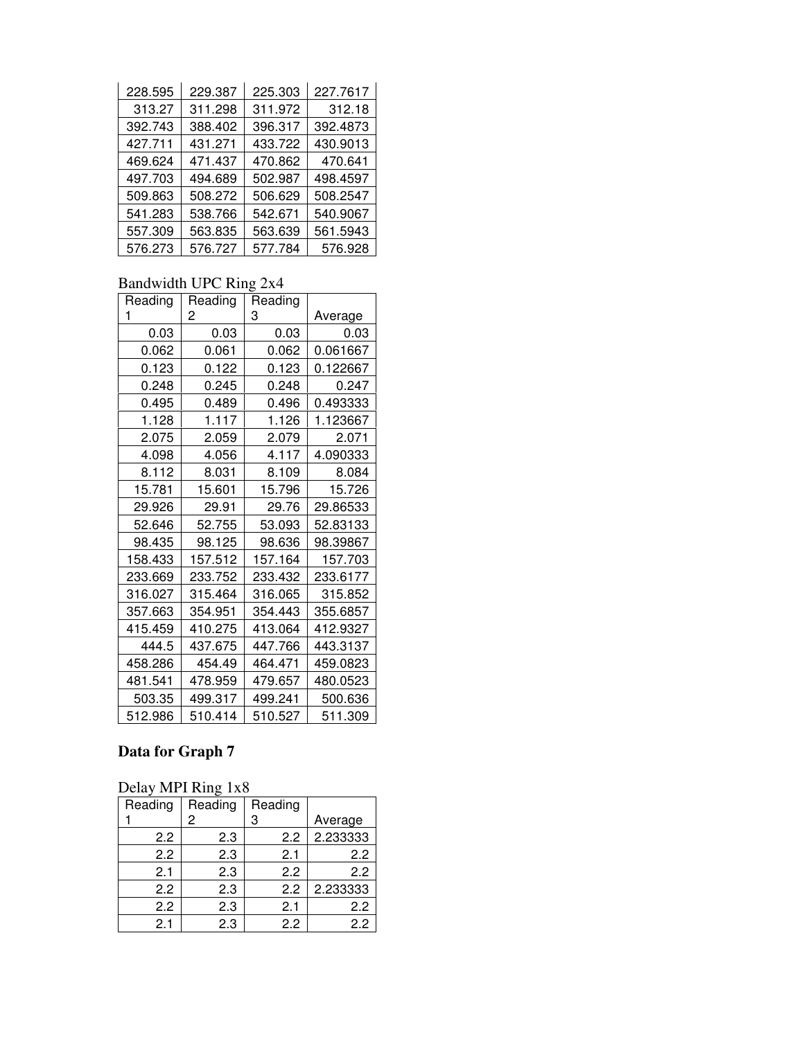| | | | |
|---|---|---|---|
| 228.595 | 229.387 | 225.303 | 227.7617 |
| 313.27 | 311.298 | 311.972 | 312.18 |
| 392.743 | 388.402 | 396.317 | 392.4873 |
| 427.711 | 431.271 | 433.722 | 430.9013 |
| 469.624 | 471.437 | 470.862 | 470.641 |
| 497.703 | 494.689 | 502.987 | 498.4597 |
| 509.863 | 508.272 | 506.629 | 508.2547 |
| 541.283 | 538.766 | 542.671 | 540.9067 |
| 557.309 | 563.835 | 563.639 | 561.5943 |
| 576.273 | 576.727 | 577.784 | 576.928 |

Bandwidth UPC Ring 2x4

| Reading 1 | Reading 2 | Reading 3 | Average |
|---|---|---|---|
| 0.03 | 0.03 | 0.03 | 0.03 |
| 0.062 | 0.061 | 0.062 | 0.061667 |
| 0.123 | 0.122 | 0.123 | 0.122667 |
| 0.248 | 0.245 | 0.248 | 0.247 |
| 0.495 | 0.489 | 0.496 | 0.493333 |
| 1.128 | 1.117 | 1.126 | 1.123667 |
| 2.075 | 2.059 | 2.079 | 2.071 |
| 4.098 | 4.056 | 4.117 | 4.090333 |
| 8.112 | 8.031 | 8.109 | 8.084 |
| 15.781 | 15.601 | 15.796 | 15.726 |
| 29.926 | 29.91 | 29.76 | 29.86533 |
| 52.646 | 52.755 | 53.093 | 52.83133 |
| 98.435 | 98.125 | 98.636 | 98.39867 |
| 158.433 | 157.512 | 157.164 | 157.703 |
| 233.669 | 233.752 | 233.432 | 233.6177 |
| 316.027 | 315.464 | 316.065 | 315.852 |
| 357.663 | 354.951 | 354.443 | 355.6857 |
| 415.459 | 410.275 | 413.064 | 412.9327 |
| 444.5 | 437.675 | 447.766 | 443.3137 |
| 458.286 | 454.49 | 464.471 | 459.0823 |
| 481.541 | 478.959 | 479.657 | 480.0523 |
| 503.35 | 499.317 | 499.241 | 500.636 |
| 512.986 | 510.414 | 510.527 | 511.309 |

## Data for Graph 7

Delay MPI Ring 1x8

| Reading 1 | Reading 2 | Reading 3 | Average |
|---|---|---|---|
| 2.2 | 2.3 | 2.2 | 2.233333 |
| 2.2 | 2.3 | 2.1 | 2.2 |
| 2.1 | 2.3 | 2.2 | 2.2 |
| 2.2 | 2.3 | 2.2 | 2.233333 |
| 2.2 | 2.3 | 2.1 | 2.2 |
| 2.1 | 2.3 | 2.2 | 2.2 |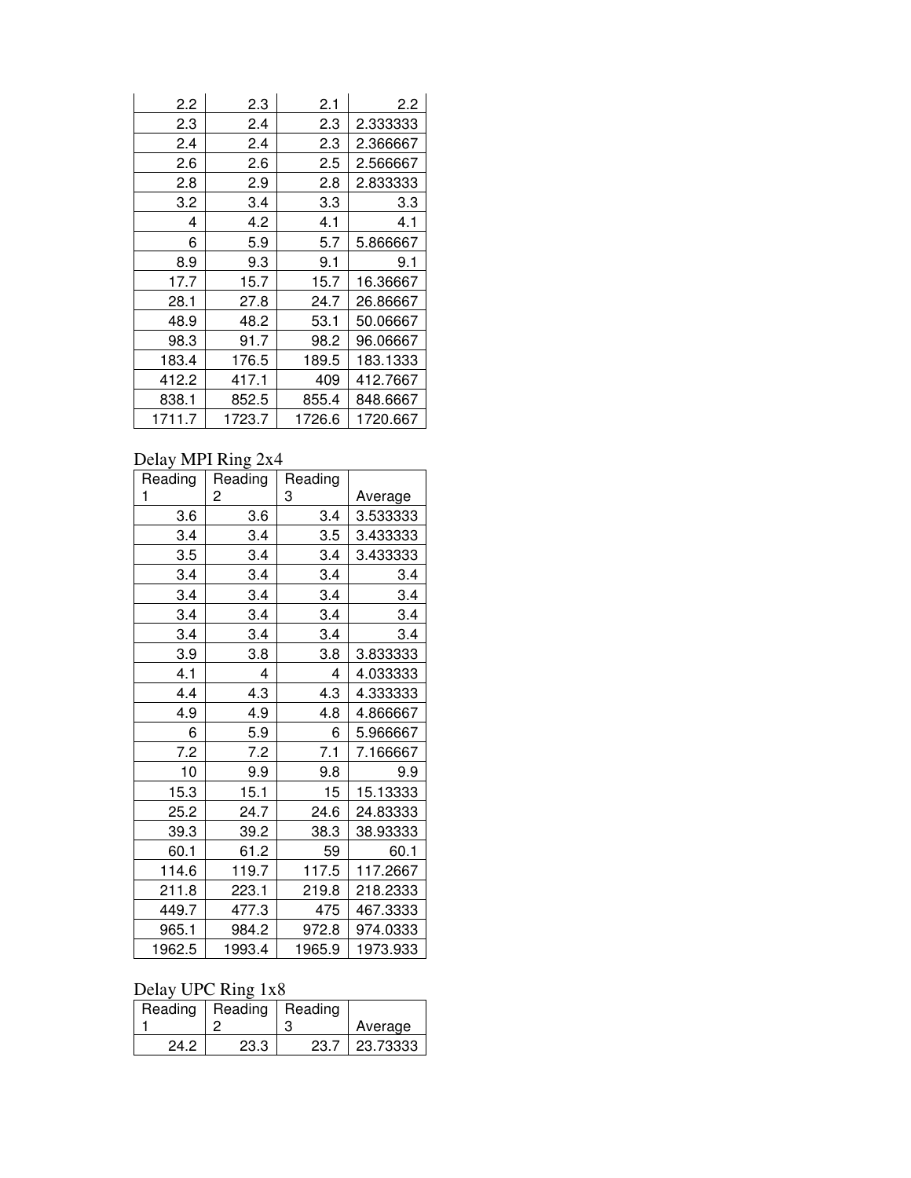| | | | |
|---|---|---|---|
| 2.2 | 2.3 | 2.1 | 2.2 |
| 2.3 | 2.4 | 2.3 | 2.333333 |
| 2.4 | 2.4 | 2.3 | 2.366667 |
| 2.6 | 2.6 | 2.5 | 2.566667 |
| 2.8 | 2.9 | 2.8 | 2.833333 |
| 3.2 | 3.4 | 3.3 | 3.3 |
| 4 | 4.2 | 4.1 | 4.1 |
| 6 | 5.9 | 5.7 | 5.866667 |
| 8.9 | 9.3 | 9.1 | 9.1 |
| 17.7 | 15.7 | 15.7 | 16.36667 |
| 28.1 | 27.8 | 24.7 | 26.86667 |
| 48.9 | 48.2 | 53.1 | 50.06667 |
| 98.3 | 91.7 | 98.2 | 96.06667 |
| 183.4 | 176.5 | 189.5 | 183.1333 |
| 412.2 | 417.1 | 409 | 412.7667 |
| 838.1 | 852.5 | 855.4 | 848.6667 |
| 1711.7 | 1723.7 | 1726.6 | 1720.667 |

Delay MPI Ring 2x4

| Reading 1 | Reading 2 | Reading 3 | Average |
|---|---|---|---|
| 3.6 | 3.6 | 3.4 | 3.533333 |
| 3.4 | 3.4 | 3.5 | 3.433333 |
| 3.5 | 3.4 | 3.4 | 3.433333 |
| 3.4 | 3.4 | 3.4 | 3.4 |
| 3.4 | 3.4 | 3.4 | 3.4 |
| 3.4 | 3.4 | 3.4 | 3.4 |
| 3.4 | 3.4 | 3.4 | 3.4 |
| 3.9 | 3.8 | 3.8 | 3.833333 |
| 4.1 | 4 | 4 | 4.033333 |
| 4.4 | 4.3 | 4.3 | 4.333333 |
| 4.9 | 4.9 | 4.8 | 4.866667 |
| 6 | 5.9 | 6 | 5.966667 |
| 7.2 | 7.2 | 7.1 | 7.166667 |
| 10 | 9.9 | 9.8 | 9.9 |
| 15.3 | 15.1 | 15 | 15.13333 |
| 25.2 | 24.7 | 24.6 | 24.83333 |
| 39.3 | 39.2 | 38.3 | 38.93333 |
| 60.1 | 61.2 | 59 | 60.1 |
| 114.6 | 119.7 | 117.5 | 117.2667 |
| 211.8 | 223.1 | 219.8 | 218.2333 |
| 449.7 | 477.3 | 475 | 467.3333 |
| 965.1 | 984.2 | 972.8 | 974.0333 |
| 1962.5 | 1993.4 | 1965.9 | 1973.933 |

Delay UPC Ring 1x8

| Reading 1 | Reading 2 | Reading 3 | Average |
|---|---|---|---|
| 24.2 | 23.3 | 23.7 | 23.73333 |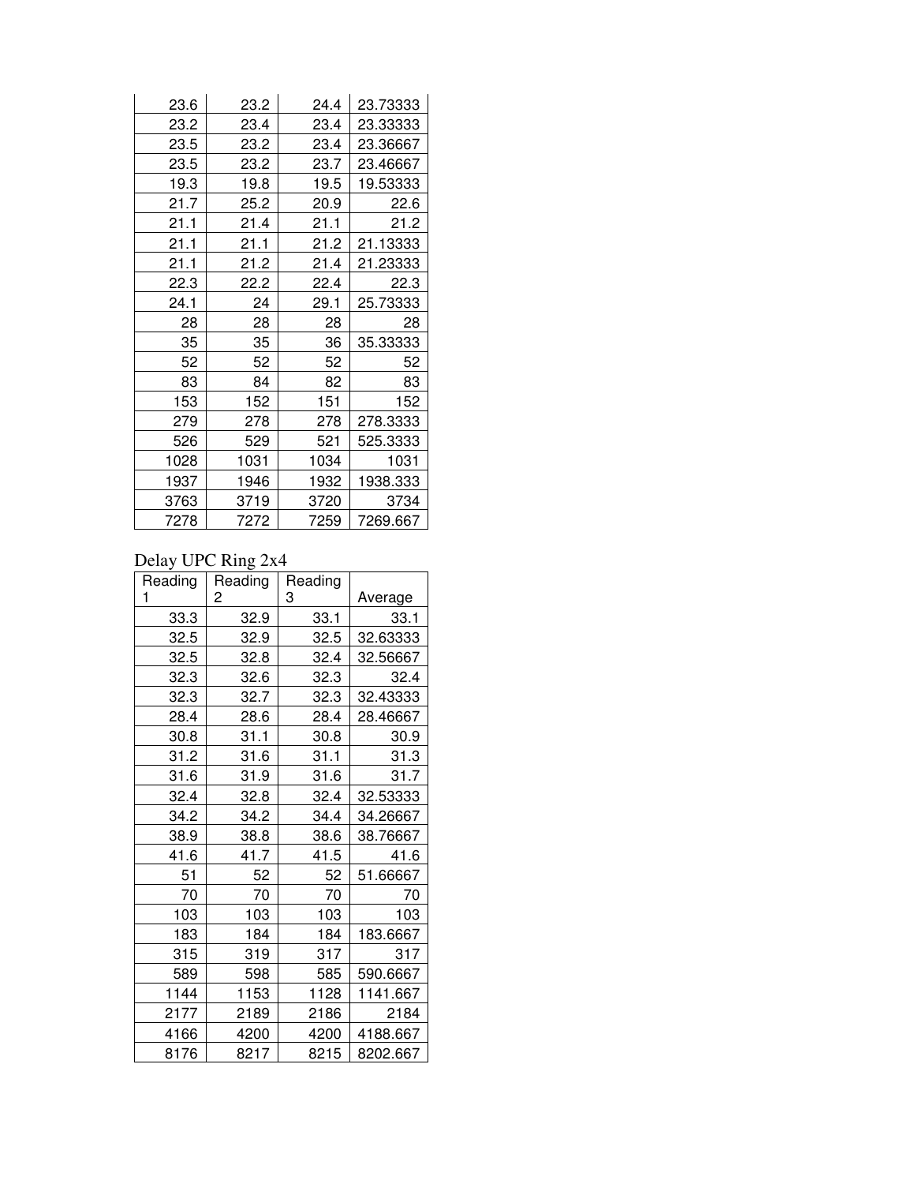| | | | |
|---|---|---|---|
| 23.6 | 23.2 | 24.4 | 23.73333 |
| 23.2 | 23.4 | 23.4 | 23.33333 |
| 23.5 | 23.2 | 23.4 | 23.36667 |
| 23.5 | 23.2 | 23.7 | 23.46667 |
| 19.3 | 19.8 | 19.5 | 19.53333 |
| 21.7 | 25.2 | 20.9 | 22.6 |
| 21.1 | 21.4 | 21.1 | 21.2 |
| 21.1 | 21.1 | 21.2 | 21.13333 |
| 21.1 | 21.2 | 21.4 | 21.23333 |
| 22.3 | 22.2 | 22.4 | 22.3 |
| 24.1 | 24 | 29.1 | 25.73333 |
| 28 | 28 | 28 | 28 |
| 35 | 35 | 36 | 35.33333 |
| 52 | 52 | 52 | 52 |
| 83 | 84 | 82 | 83 |
| 153 | 152 | 151 | 152 |
| 279 | 278 | 278 | 278.3333 |
| 526 | 529 | 521 | 525.3333 |
| 1028 | 1031 | 1034 | 1031 |
| 1937 | 1946 | 1932 | 1938.333 |
| 3763 | 3719 | 3720 | 3734 |
| 7278 | 7272 | 7259 | 7269.667 |

Delay UPC Ring 2x4

| Reading 1 | Reading 2 | Reading 3 | Average |
|---|---|---|---|
| 33.3 | 32.9 | 33.1 | 33.1 |
| 32.5 | 32.9 | 32.5 | 32.63333 |
| 32.5 | 32.8 | 32.4 | 32.56667 |
| 32.3 | 32.6 | 32.3 | 32.4 |
| 32.3 | 32.7 | 32.3 | 32.43333 |
| 28.4 | 28.6 | 28.4 | 28.46667 |
| 30.8 | 31.1 | 30.8 | 30.9 |
| 31.2 | 31.6 | 31.1 | 31.3 |
| 31.6 | 31.9 | 31.6 | 31.7 |
| 32.4 | 32.8 | 32.4 | 32.53333 |
| 34.2 | 34.2 | 34.4 | 34.26667 |
| 38.9 | 38.8 | 38.6 | 38.76667 |
| 41.6 | 41.7 | 41.5 | 41.6 |
| 51 | 52 | 52 | 51.66667 |
| 70 | 70 | 70 | 70 |
| 103 | 103 | 103 | 103 |
| 183 | 184 | 184 | 183.6667 |
| 315 | 319 | 317 | 317 |
| 589 | 598 | 585 | 590.6667 |
| 1144 | 1153 | 1128 | 1141.667 |
| 2177 | 2189 | 2186 | 2184 |
| 4166 | 4200 | 4200 | 4188.667 |
| 8176 | 8217 | 8215 | 8202.667 |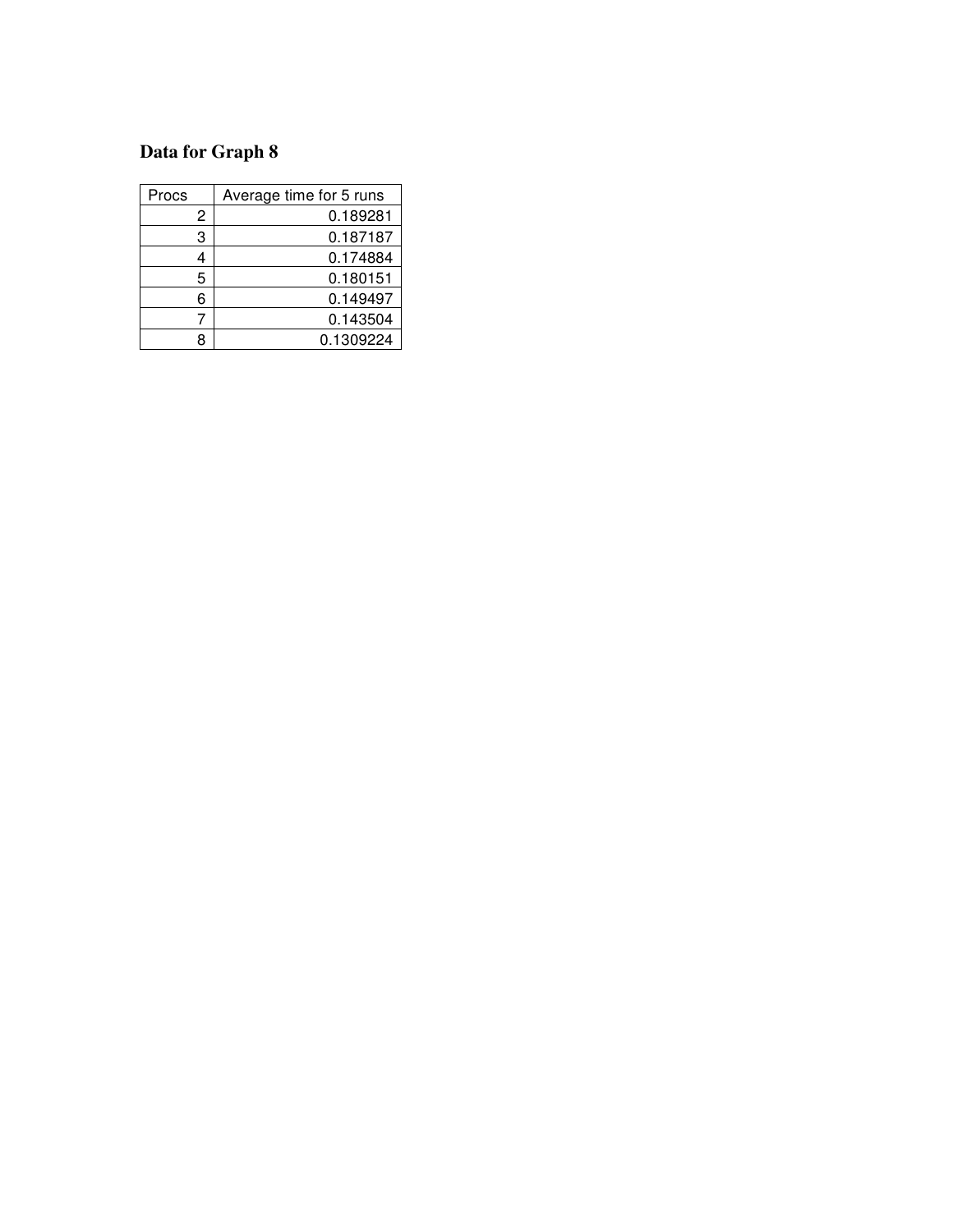## Data for Graph 8

| Procs | Average time for 5 runs |
|---|---|
| 2 | 0.189281 |
| 3 | 0.187187 |
| 4 | 0.174884 |
| 5 | 0.180151 |
| 6 | 0.149497 |
| 7 | 0.143504 |
| 8 | 0.1309224 |